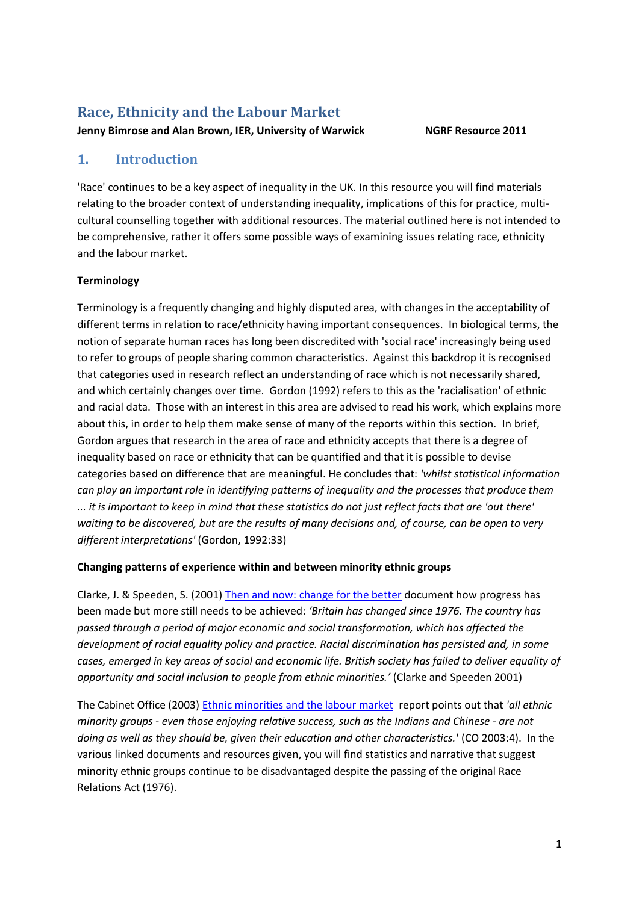# Race, Ethnicity and the Labour Market

**Jenny Bimrose and Alan Brown, IER, University of Warwick** **NGRF Resource 2011**

## 1. Introduction

'Race' continues to be a key aspect of inequality in the UK. In this resource you will find materials relating to the broader context of understanding inequality, implications of this for practice, multi-cultural counselling together with additional resources. The material outlined here is not intended to be comprehensive, rather it offers some possible ways of examining issues relating race, ethnicity and the labour market.

**Terminology**

Terminology is a frequently changing and highly disputed area, with changes in the acceptability of different terms in relation to race/ethnicity having important consequences. In biological terms, the notion of separate human races has long been discredited with 'social race' increasingly being used to refer to groups of people sharing common characteristics. Against this backdrop it is recognised that categories used in research reflect an understanding of race which is not necessarily shared, and which certainly changes over time. Gordon (1992) refers to this as the 'racialisation' of ethnic and racial data. Those with an interest in this area are advised to read his work, which explains more about this, in order to help them make sense of many of the reports within this section. In brief, Gordon argues that research in the area of race and ethnicity accepts that there is a degree of inequality based on race or ethnicity that can be quantified and that it is possible to devise categories based on difference that are meaningful. He concludes that: *'whilst statistical information can play an important role in identifying patterns of inequality and the processes that produce them ... it is important to keep in mind that these statistics do not just reflect facts that are 'out there' waiting to be discovered, but are the results of many decisions and, of course, can be open to very different interpretations'* (Gordon, 1992:33)

**Changing patterns of experience within and between minority ethnic groups**

Clarke, J. & Speeden, S. (2001) Then and now: change for the better document how progress has been made but more still needs to be achieved: *'Britain has changed since 1976. The country has passed through a period of major economic and social transformation, which has affected the development of racial equality policy and practice. Racial discrimination has persisted and, in some cases, emerged in key areas of social and economic life. British society has failed to deliver equality of opportunity and social inclusion to people from ethnic minorities.'* (Clarke and Speeden 2001)

The Cabinet Office (2003) Ethnic minorities and the labour market report points out that *'all ethnic minority groups - even those enjoying relative success, such as the Indians and Chinese - are not doing as well as they should be, given their education and other characteristics.'* (CO 2003:4). In the various linked documents and resources given, you will find statistics and narrative that suggest minority ethnic groups continue to be disadvantaged despite the passing of the original Race Relations Act (1976).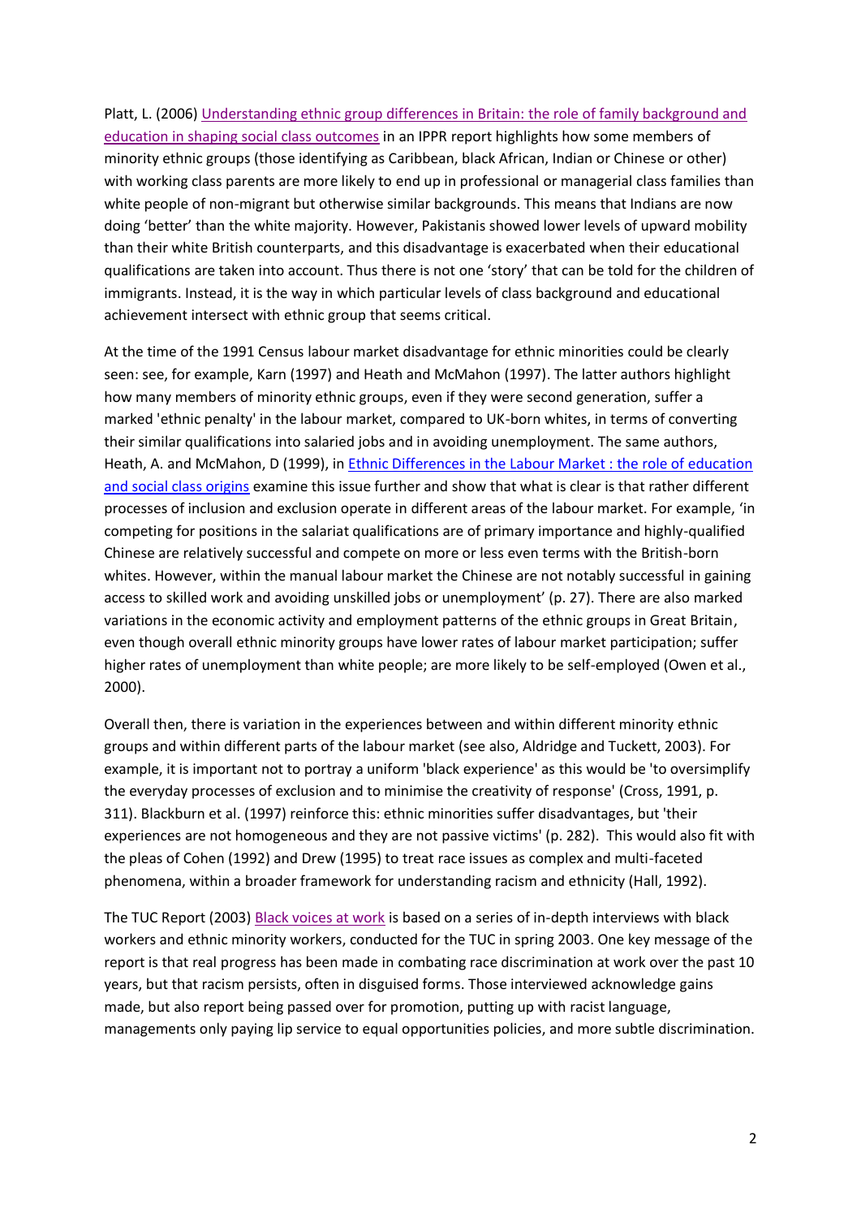Platt, L. (2006) Understanding ethnic group differences in Britain: the role of family background and education in shaping social class outcomes in an IPPR report highlights how some members of minority ethnic groups (those identifying as Caribbean, black African, Indian or Chinese or other) with working class parents are more likely to end up in professional or managerial class families than white people of non-migrant but otherwise similar backgrounds. This means that Indians are now doing 'better' than the white majority. However, Pakistanis showed lower levels of upward mobility than their white British counterparts, and this disadvantage is exacerbated when their educational qualifications are taken into account. Thus there is not one 'story' that can be told for the children of immigrants. Instead, it is the way in which particular levels of class background and educational achievement intersect with ethnic group that seems critical.

At the time of the 1991 Census labour market disadvantage for ethnic minorities could be clearly seen: see, for example, Karn (1997) and Heath and McMahon (1997). The latter authors highlight how many members of minority ethnic groups, even if they were second generation, suffer a marked 'ethnic penalty' in the labour market, compared to UK-born whites, in terms of converting their similar qualifications into salaried jobs and in avoiding unemployment. The same authors, Heath, A. and McMahon, D (1999), in Ethnic Differences in the Labour Market : the role of education and social class origins examine this issue further and show that what is clear is that rather different processes of inclusion and exclusion operate in different areas of the labour market. For example, 'in competing for positions in the salariat qualifications are of primary importance and highly-qualified Chinese are relatively successful and compete on more or less even terms with the British-born whites. However, within the manual labour market the Chinese are not notably successful in gaining access to skilled work and avoiding unskilled jobs or unemployment' (p. 27). There are also marked variations in the economic activity and employment patterns of the ethnic groups in Great Britain, even though overall ethnic minority groups have lower rates of labour market participation; suffer higher rates of unemployment than white people; are more likely to be self-employed (Owen et al., 2000).

Overall then, there is variation in the experiences between and within different minority ethnic groups and within different parts of the labour market (see also, Aldridge and Tuckett, 2003). For example, it is important not to portray a uniform 'black experience' as this would be 'to oversimplify the everyday processes of exclusion and to minimise the creativity of response' (Cross, 1991, p. 311). Blackburn et al. (1997) reinforce this: ethnic minorities suffer disadvantages, but 'their experiences are not homogeneous and they are not passive victims' (p. 282). This would also fit with the pleas of Cohen (1992) and Drew (1995) to treat race issues as complex and multi-faceted phenomena, within a broader framework for understanding racism and ethnicity (Hall, 1992).

The TUC Report (2003) Black voices at work is based on a series of in-depth interviews with black workers and ethnic minority workers, conducted for the TUC in spring 2003. One key message of the report is that real progress has been made in combating race discrimination at work over the past 10 years, but that racism persists, often in disguised forms. Those interviewed acknowledge gains made, but also report being passed over for promotion, putting up with racist language, managements only paying lip service to equal opportunities policies, and more subtle discrimination.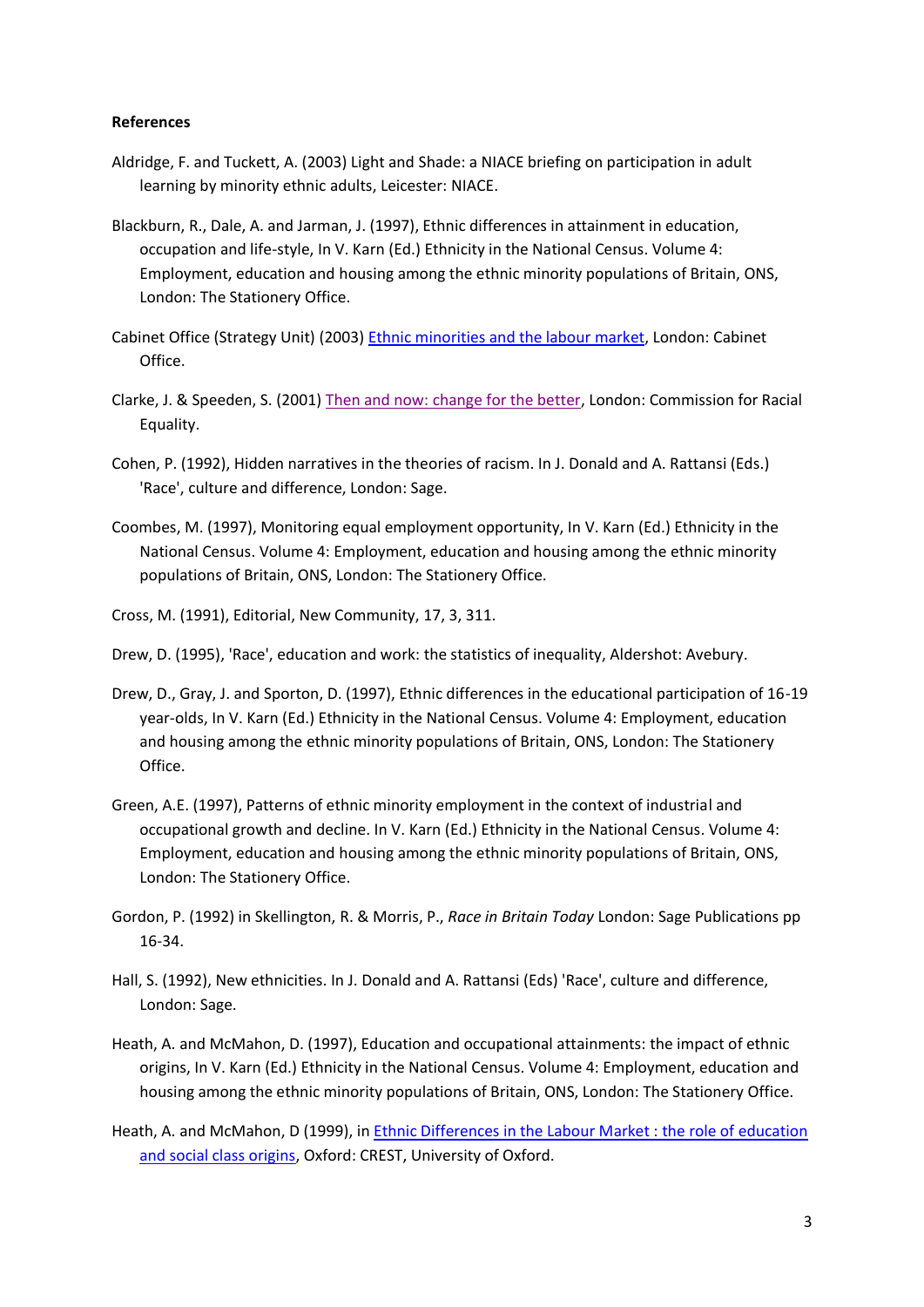**References**

Aldridge, F. and Tuckett, A. (2003) Light and Shade: a NIACE briefing on participation in adult learning by minority ethnic adults, Leicester: NIACE.

Blackburn, R., Dale, A. and Jarman, J. (1997), Ethnic differences in attainment in education, occupation and life-style, In V. Karn (Ed.) Ethnicity in the National Census. Volume 4: Employment, education and housing among the ethnic minority populations of Britain, ONS, London: The Stationery Office.

Cabinet Office (Strategy Unit) (2003) Ethnic minorities and the labour market, London: Cabinet Office.

Clarke, J. & Speeden, S. (2001) Then and now: change for the better, London: Commission for Racial Equality.

Cohen, P. (1992), Hidden narratives in the theories of racism. In J. Donald and A. Rattansi (Eds.) 'Race', culture and difference, London: Sage.

Coombes, M. (1997), Monitoring equal employment opportunity, In V. Karn (Ed.) Ethnicity in the National Census. Volume 4: Employment, education and housing among the ethnic minority populations of Britain, ONS, London: The Stationery Office.

Cross, M. (1991), Editorial, New Community, 17, 3, 311.

Drew, D. (1995), 'Race', education and work: the statistics of inequality, Aldershot: Avebury.

Drew, D., Gray, J. and Sporton, D. (1997), Ethnic differences in the educational participation of 16-19 year-olds, In V. Karn (Ed.) Ethnicity in the National Census. Volume 4: Employment, education and housing among the ethnic minority populations of Britain, ONS, London: The Stationery Office.

Green, A.E. (1997), Patterns of ethnic minority employment in the context of industrial and occupational growth and decline. In V. Karn (Ed.) Ethnicity in the National Census. Volume 4: Employment, education and housing among the ethnic minority populations of Britain, ONS, London: The Stationery Office.

Gordon, P. (1992) in Skellington, R. & Morris, P., *Race in Britain Today* London: Sage Publications pp 16-34.

Hall, S. (1992), New ethnicities. In J. Donald and A. Rattansi (Eds) 'Race', culture and difference, London: Sage.

Heath, A. and McMahon, D. (1997), Education and occupational attainments: the impact of ethnic origins, In V. Karn (Ed.) Ethnicity in the National Census. Volume 4: Employment, education and housing among the ethnic minority populations of Britain, ONS, London: The Stationery Office.

Heath, A. and McMahon, D (1999), in Ethnic Differences in the Labour Market : the role of education and social class origins, Oxford: CREST, University of Oxford.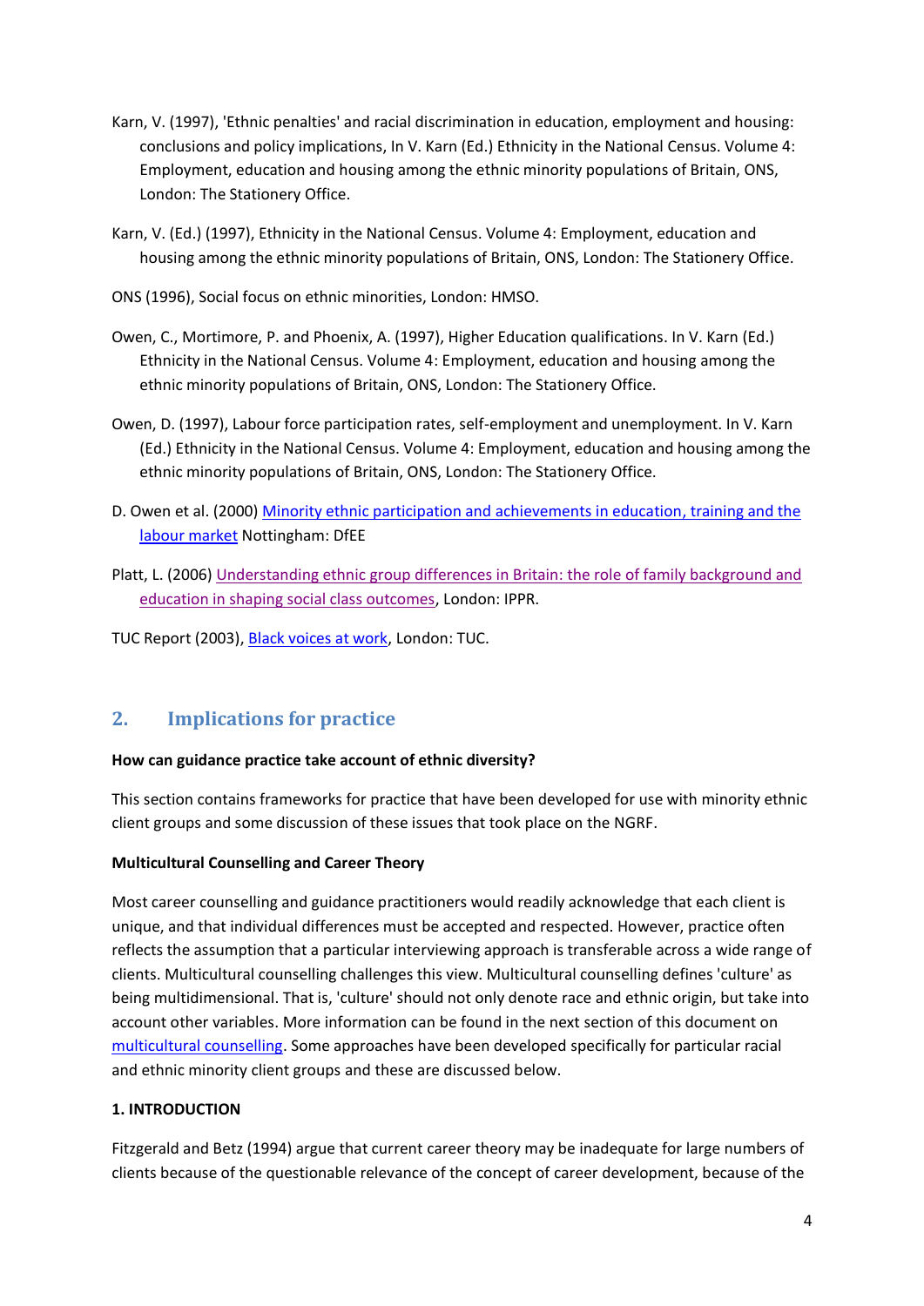Karn, V. (1997), 'Ethnic penalties' and racial discrimination in education, employment and housing: conclusions and policy implications, In V. Karn (Ed.) Ethnicity in the National Census. Volume 4: Employment, education and housing among the ethnic minority populations of Britain, ONS, London: The Stationery Office.

Karn, V. (Ed.) (1997), Ethnicity in the National Census. Volume 4: Employment, education and housing among the ethnic minority populations of Britain, ONS, London: The Stationery Office.

ONS (1996), Social focus on ethnic minorities, London: HMSO.

Owen, C., Mortimore, P. and Phoenix, A. (1997), Higher Education qualifications. In V. Karn (Ed.) Ethnicity in the National Census. Volume 4: Employment, education and housing among the ethnic minority populations of Britain, ONS, London: The Stationery Office.

Owen, D. (1997), Labour force participation rates, self-employment and unemployment. In V. Karn (Ed.) Ethnicity in the National Census. Volume 4: Employment, education and housing among the ethnic minority populations of Britain, ONS, London: The Stationery Office.

D. Owen et al. (2000) Minority ethnic participation and achievements in education, training and the labour market Nottingham: DfEE

Platt, L. (2006) Understanding ethnic group differences in Britain: the role of family background and education in shaping social class outcomes, London: IPPR.

TUC Report (2003), Black voices at work, London: TUC.

## 2. Implications for practice

**How can guidance practice take account of ethnic diversity?**

This section contains frameworks for practice that have been developed for use with minority ethnic client groups and some discussion of these issues that took place on the NGRF.

**Multicultural Counselling and Career Theory**

Most career counselling and guidance practitioners would readily acknowledge that each client is unique, and that individual differences must be accepted and respected. However, practice often reflects the assumption that a particular interviewing approach is transferable across a wide range of clients. Multicultural counselling challenges this view. Multicultural counselling defines 'culture' as being multidimensional. That is, 'culture' should not only denote race and ethnic origin, but take into account other variables. More information can be found in the next section of this document on multicultural counselling. Some approaches have been developed specifically for particular racial and ethnic minority client groups and these are discussed below.

**1. INTRODUCTION**

Fitzgerald and Betz (1994) argue that current career theory may be inadequate for large numbers of clients because of the questionable relevance of the concept of career development, because of the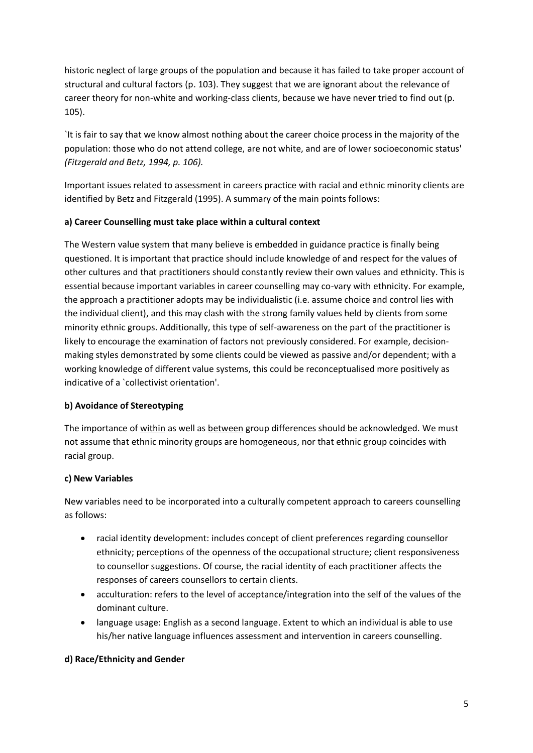historic neglect of large groups of the population and because it has failed to take proper account of structural and cultural factors (p. 103). They suggest that we are ignorant about the relevance of career theory for non-white and working-class clients, because we have never tried to find out (p. 105).

`It is fair to say that we know almost nothing about the career choice process in the majority of the population: those who do not attend college, are not white, and are of lower socioeconomic status' *(Fitzgerald and Betz, 1994, p. 106).*

Important issues related to assessment in careers practice with racial and ethnic minority clients are identified by Betz and Fitzgerald (1995). A summary of the main points follows:

**a) Career Counselling must take place within a cultural context**

The Western value system that many believe is embedded in guidance practice is finally being questioned. It is important that practice should include knowledge of and respect for the values of other cultures and that practitioners should constantly review their own values and ethnicity. This is essential because important variables in career counselling may co-vary with ethnicity. For example, the approach a practitioner adopts may be individualistic (i.e. assume choice and control lies with the individual client), and this may clash with the strong family values held by clients from some minority ethnic groups. Additionally, this type of self-awareness on the part of the practitioner is likely to encourage the examination of factors not previously considered. For example, decision-making styles demonstrated by some clients could be viewed as passive and/or dependent; with a working knowledge of different value systems, this could be reconceptualised more positively as indicative of a `collectivist orientation'.

**b) Avoidance of Stereotyping**

The importance of <u>within</u> as well as <u>between</u> group differences should be acknowledged. We must not assume that ethnic minority groups are homogeneous, nor that ethnic group coincides with racial group.

**c) New Variables**

New variables need to be incorporated into a culturally competent approach to careers counselling as follows:

- racial identity development: includes concept of client preferences regarding counsellor ethnicity; perceptions of the openness of the occupational structure; client responsiveness to counsellor suggestions. Of course, the racial identity of each practitioner affects the responses of careers counsellors to certain clients.
- acculturation: refers to the level of acceptance/integration into the self of the values of the dominant culture.
- language usage: English as a second language. Extent to which an individual is able to use his/her native language influences assessment and intervention in careers counselling.

**d) Race/Ethnicity and Gender**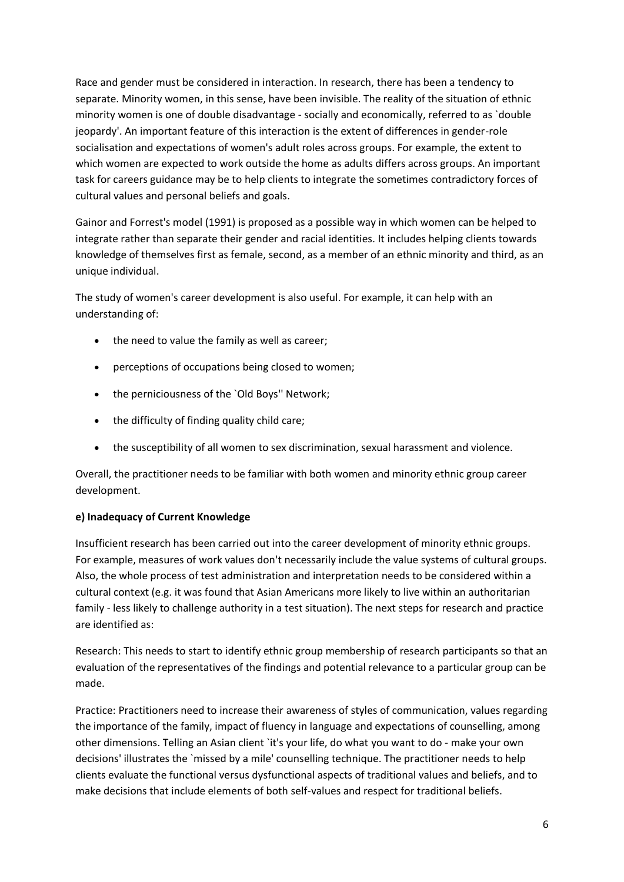Race and gender must be considered in interaction. In research, there has been a tendency to separate. Minority women, in this sense, have been invisible. The reality of the situation of ethnic minority women is one of double disadvantage - socially and economically, referred to as `double jeopardy'. An important feature of this interaction is the extent of differences in gender-role socialisation and expectations of women's adult roles across groups. For example, the extent to which women are expected to work outside the home as adults differs across groups. An important task for careers guidance may be to help clients to integrate the sometimes contradictory forces of cultural values and personal beliefs and goals.

Gainor and Forrest's model (1991) is proposed as a possible way in which women can be helped to integrate rather than separate their gender and racial identities. It includes helping clients towards knowledge of themselves first as female, second, as a member of an ethnic minority and third, as an unique individual.

The study of women's career development is also useful. For example, it can help with an understanding of:

- the need to value the family as well as career;
- perceptions of occupations being closed to women;
- the perniciousness of the `Old Boys'' Network;
- the difficulty of finding quality child care;
- the susceptibility of all women to sex discrimination, sexual harassment and violence.

Overall, the practitioner needs to be familiar with both women and minority ethnic group career development.

**e) Inadequacy of Current Knowledge**

Insufficient research has been carried out into the career development of minority ethnic groups. For example, measures of work values don't necessarily include the value systems of cultural groups. Also, the whole process of test administration and interpretation needs to be considered within a cultural context (e.g. it was found that Asian Americans more likely to live within an authoritarian family - less likely to challenge authority in a test situation). The next steps for research and practice are identified as:

Research: This needs to start to identify ethnic group membership of research participants so that an evaluation of the representatives of the findings and potential relevance to a particular group can be made.

Practice: Practitioners need to increase their awareness of styles of communication, values regarding the importance of the family, impact of fluency in language and expectations of counselling, among other dimensions. Telling an Asian client `it's your life, do what you want to do - make your own decisions' illustrates the `missed by a mile' counselling technique. The practitioner needs to help clients evaluate the functional versus dysfunctional aspects of traditional values and beliefs, and to make decisions that include elements of both self-values and respect for traditional beliefs.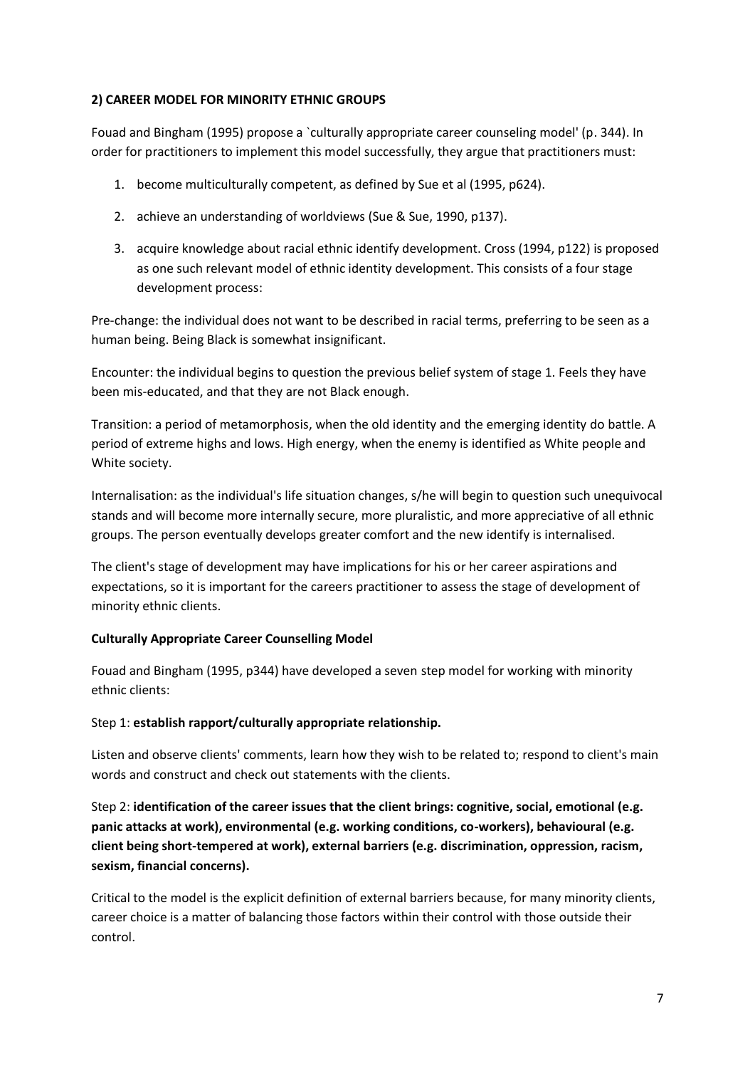**2) CAREER MODEL FOR MINORITY ETHNIC GROUPS**

Fouad and Bingham (1995) propose a `culturally appropriate career counseling model' (p. 344). In order for practitioners to implement this model successfully, they argue that practitioners must:

1. become multiculturally competent, as defined by Sue et al (1995, p624).
2. achieve an understanding of worldviews (Sue & Sue, 1990, p137).
3. acquire knowledge about racial ethnic identify development. Cross (1994, p122) is proposed as one such relevant model of ethnic identity development. This consists of a four stage development process:

Pre-change: the individual does not want to be described in racial terms, preferring to be seen as a human being. Being Black is somewhat insignificant.

Encounter: the individual begins to question the previous belief system of stage 1. Feels they have been mis-educated, and that they are not Black enough.

Transition: a period of metamorphosis, when the old identity and the emerging identity do battle. A period of extreme highs and lows. High energy, when the enemy is identified as White people and White society.

Internalisation: as the individual's life situation changes, s/he will begin to question such unequivocal stands and will become more internally secure, more pluralistic, and more appreciative of all ethnic groups. The person eventually develops greater comfort and the new identify is internalised.

The client's stage of development may have implications for his or her career aspirations and expectations, so it is important for the careers practitioner to assess the stage of development of minority ethnic clients.

**Culturally Appropriate Career Counselling Model**

Fouad and Bingham (1995, p344) have developed a seven step model for working with minority ethnic clients:

Step 1: **establish rapport/culturally appropriate relationship.**

Listen and observe clients' comments, learn how they wish to be related to; respond to client's main words and construct and check out statements with the clients.

Step 2: **identification of the career issues that the client brings: cognitive, social, emotional (e.g. panic attacks at work), environmental (e.g. working conditions, co-workers), behavioural (e.g. client being short-tempered at work), external barriers (e.g. discrimination, oppression, racism, sexism, financial concerns).**

Critical to the model is the explicit definition of external barriers because, for many minority clients, career choice is a matter of balancing those factors within their control with those outside their control.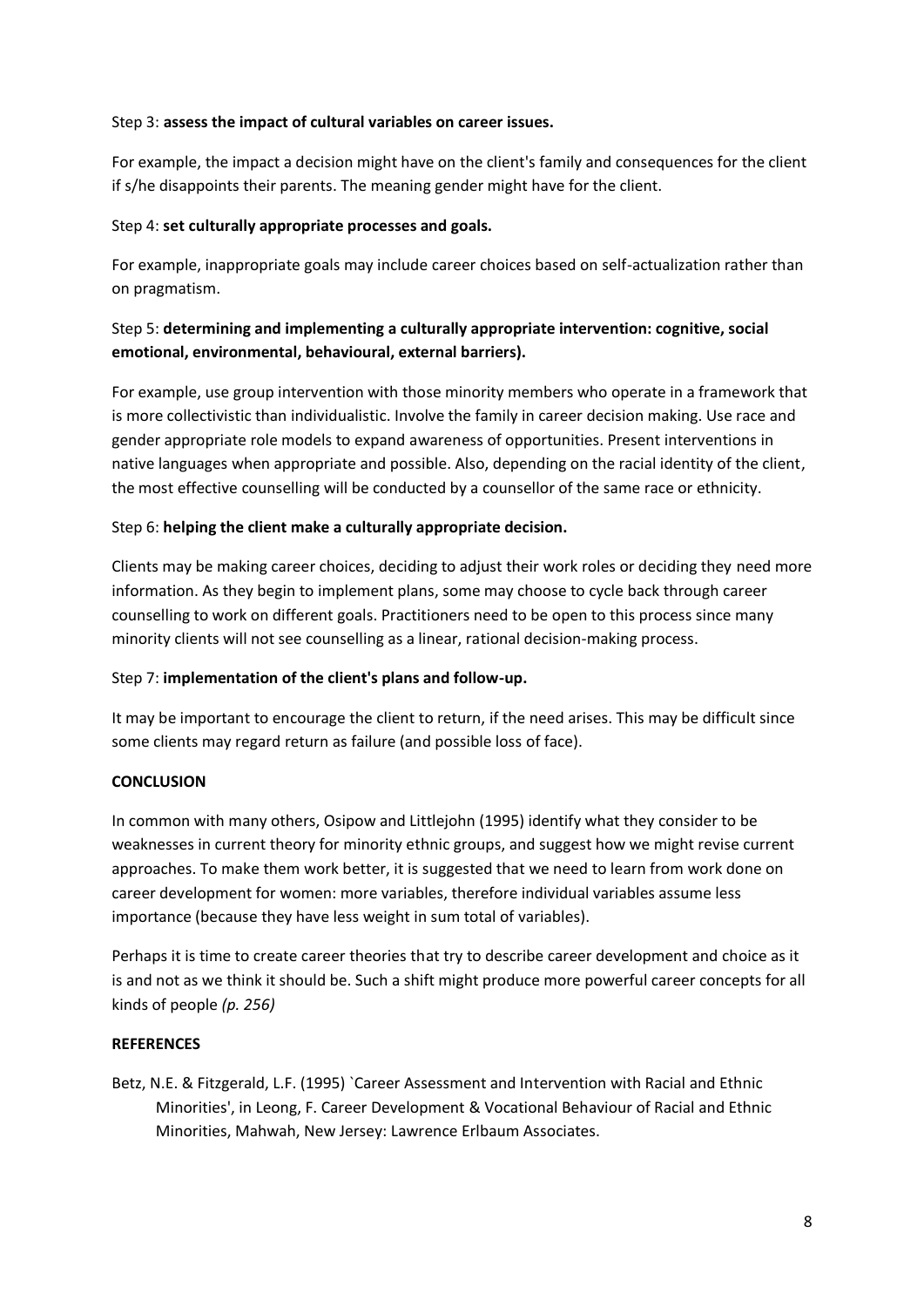Step 3: **assess the impact of cultural variables on career issues.**

For example, the impact a decision might have on the client's family and consequences for the client if s/he disappoints their parents. The meaning gender might have for the client.

Step 4: **set culturally appropriate processes and goals.**

For example, inappropriate goals may include career choices based on self-actualization rather than on pragmatism.

Step 5: **determining and implementing a culturally appropriate intervention: cognitive, social emotional, environmental, behavioural, external barriers).**

For example, use group intervention with those minority members who operate in a framework that is more collectivistic than individualistic. Involve the family in career decision making. Use race and gender appropriate role models to expand awareness of opportunities. Present interventions in native languages when appropriate and possible. Also, depending on the racial identity of the client, the most effective counselling will be conducted by a counsellor of the same race or ethnicity.

Step 6: **helping the client make a culturally appropriate decision.**

Clients may be making career choices, deciding to adjust their work roles or deciding they need more information. As they begin to implement plans, some may choose to cycle back through career counselling to work on different goals. Practitioners need to be open to this process since many minority clients will not see counselling as a linear, rational decision-making process.

Step 7: **implementation of the client's plans and follow-up.**

It may be important to encourage the client to return, if the need arises. This may be difficult since some clients may regard return as failure (and possible loss of face).

## CONCLUSION

In common with many others, Osipow and Littlejohn (1995) identify what they consider to be weaknesses in current theory for minority ethnic groups, and suggest how we might revise current approaches. To make them work better, it is suggested that we need to learn from work done on career development for women: more variables, therefore individual variables assume less importance (because they have less weight in sum total of variables).

Perhaps it is time to create career theories that try to describe career development and choice as it is and not as we think it should be. Such a shift might produce more powerful career concepts for all kinds of people *(p. 256)*

## REFERENCES

Betz, N.E. & Fitzgerald, L.F. (1995) `Career Assessment and Intervention with Racial and Ethnic Minorities', in Leong, F. Career Development & Vocational Behaviour of Racial and Ethnic Minorities, Mahwah, New Jersey: Lawrence Erlbaum Associates.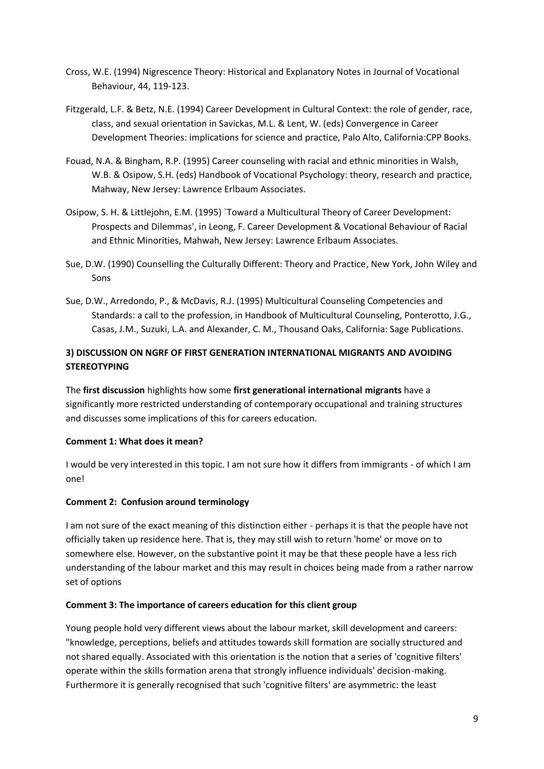Cross, W.E. (1994) Nigrescence Theory: Historical and Explanatory Notes in Journal of Vocational Behaviour, 44, 119-123.

Fitzgerald, L.F. & Betz, N.E. (1994) Career Development in Cultural Context: the role of gender, race, class, and sexual orientation in Savickas, M.L. & Lent, W. (eds) Convergence in Career Development Theories: implications for science and practice, Palo Alto, California:CPP Books.

Fouad, N.A. & Bingham, R.P. (1995) Career counseling with racial and ethnic minorities in Walsh, W.B. & Osipow, S.H. (eds) Handbook of Vocational Psychology: theory, research and practice, Mahway, New Jersey: Lawrence Erlbaum Associates.

Osipow, S. H. & Littlejohn, E.M. (1995) `Toward a Multicultural Theory of Career Development: Prospects and Dilemmas', in Leong, F. Career Development & Vocational Behaviour of Racial and Ethnic Minorities, Mahwah, New Jersey: Lawrence Erlbaum Associates.

Sue, D.W. (1990) Counselling the Culturally Different: Theory and Practice, New York, John Wiley and Sons

Sue, D.W., Arredondo, P., & McDavis, R.J. (1995) Multicultural Counseling Competencies and Standards: a call to the profession, in Handbook of Multicultural Counseling, Ponterotto, J.G., Casas, J.M., Suzuki, L.A. and Alexander, C. M., Thousand Oaks, California: Sage Publications.

### 3) DISCUSSION ON NGRF OF FIRST GENERATION INTERNATIONAL MIGRANTS AND AVOIDING STEREOTYPING

The **first discussion** highlights how some **first generational international migrants** have a significantly more restricted understanding of contemporary occupational and training structures and discusses some implications of this for careers education.

**Comment 1: What does it mean?**

I would be very interested in this topic. I am not sure how it differs from immigrants - of which I am one!

**Comment 2: Confusion around terminology**

I am not sure of the exact meaning of this distinction either - perhaps it is that the people have not officially taken up residence here. That is, they may still wish to return 'home' or move on to somewhere else. However, on the substantive point it may be that these people have a less rich understanding of the labour market and this may result in choices being made from a rather narrow set of options

**Comment 3: The importance of careers education for this client group**

Young people hold very different views about the labour market, skill development and careers: "knowledge, perceptions, beliefs and attitudes towards skill formation are socially structured and not shared equally. Associated with this orientation is the notion that a series of 'cognitive filters' operate within the skills formation arena that strongly influence individuals' decision-making. Furthermore it is generally recognised that such 'cognitive filters' are asymmetric: the least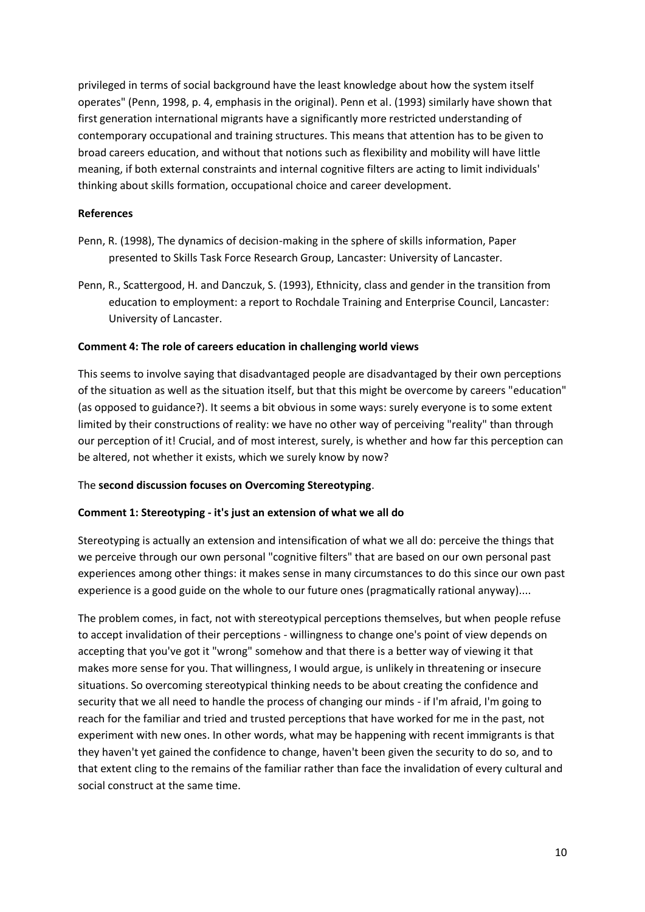privileged in terms of social background have the least knowledge about how the system itself operates" (Penn, 1998, p. 4, emphasis in the original). Penn et al. (1993) similarly have shown that first generation international migrants have a significantly more restricted understanding of contemporary occupational and training structures. This means that attention has to be given to broad careers education, and without that notions such as flexibility and mobility will have little meaning, if both external constraints and internal cognitive filters are acting to limit individuals' thinking about skills formation, occupational choice and career development.

**References**

Penn, R. (1998), The dynamics of decision-making in the sphere of skills information, Paper presented to Skills Task Force Research Group, Lancaster: University of Lancaster.

Penn, R., Scattergood, H. and Danczuk, S. (1993), Ethnicity, class and gender in the transition from education to employment: a report to Rochdale Training and Enterprise Council, Lancaster: University of Lancaster.

**Comment 4: The role of careers education in challenging world views**

This seems to involve saying that disadvantaged people are disadvantaged by their own perceptions of the situation as well as the situation itself, but that this might be overcome by careers "education" (as opposed to guidance?). It seems a bit obvious in some ways: surely everyone is to some extent limited by their constructions of reality: we have no other way of perceiving "reality" than through our perception of it! Crucial, and of most interest, surely, is whether and how far this perception can be altered, not whether it exists, which we surely know by now?

The **second discussion focuses on Overcoming Stereotyping**.

**Comment 1: Stereotyping - it's just an extension of what we all do**

Stereotyping is actually an extension and intensification of what we all do: perceive the things that we perceive through our own personal "cognitive filters" that are based on our own personal past experiences among other things: it makes sense in many circumstances to do this since our own past experience is a good guide on the whole to our future ones (pragmatically rational anyway)....

The problem comes, in fact, not with stereotypical perceptions themselves, but when people refuse to accept invalidation of their perceptions - willingness to change one's point of view depends on accepting that you've got it "wrong" somehow and that there is a better way of viewing it that makes more sense for you. That willingness, I would argue, is unlikely in threatening or insecure situations. So overcoming stereotypical thinking needs to be about creating the confidence and security that we all need to handle the process of changing our minds - if I'm afraid, I'm going to reach for the familiar and tried and trusted perceptions that have worked for me in the past, not experiment with new ones. In other words, what may be happening with recent immigrants is that they haven't yet gained the confidence to change, haven't been given the security to do so, and to that extent cling to the remains of the familiar rather than face the invalidation of every cultural and social construct at the same time.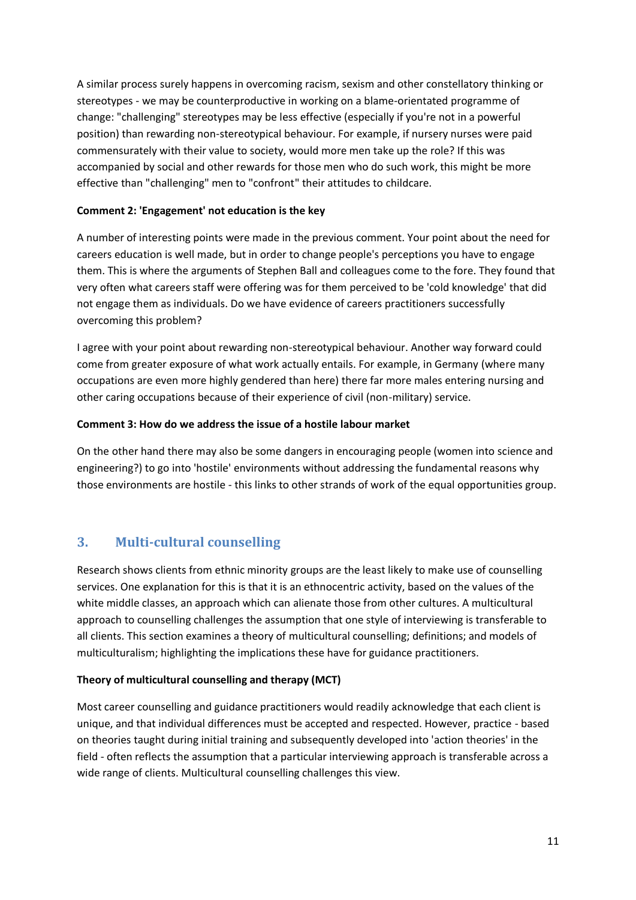A similar process surely happens in overcoming racism, sexism and other constellatory thinking or stereotypes - we may be counterproductive in working on a blame-orientated programme of change: "challenging" stereotypes may be less effective (especially if you're not in a powerful position) than rewarding non-stereotypical behaviour. For example, if nursery nurses were paid commensurately with their value to society, would more men take up the role? If this was accompanied by social and other rewards for those men who do such work, this might be more effective than "challenging" men to "confront" their attitudes to childcare.

**Comment 2: 'Engagement' not education is the key**

A number of interesting points were made in the previous comment. Your point about the need for careers education is well made, but in order to change people's perceptions you have to engage them. This is where the arguments of Stephen Ball and colleagues come to the fore. They found that very often what careers staff were offering was for them perceived to be 'cold knowledge' that did not engage them as individuals. Do we have evidence of careers practitioners successfully overcoming this problem?

I agree with your point about rewarding non-stereotypical behaviour. Another way forward could come from greater exposure of what work actually entails. For example, in Germany (where many occupations are even more highly gendered than here) there far more males entering nursing and other caring occupations because of their experience of civil (non-military) service.

**Comment 3: How do we address the issue of a hostile labour market**

On the other hand there may also be some dangers in encouraging people (women into science and engineering?) to go into 'hostile' environments without addressing the fundamental reasons why those environments are hostile - this links to other strands of work of the equal opportunities group.

## 3. Multi-cultural counselling

Research shows clients from ethnic minority groups are the least likely to make use of counselling services. One explanation for this is that it is an ethnocentric activity, based on the values of the white middle classes, an approach which can alienate those from other cultures. A multicultural approach to counselling challenges the assumption that one style of interviewing is transferable to all clients. This section examines a theory of multicultural counselling; definitions; and models of multiculturalism; highlighting the implications these have for guidance practitioners.

**Theory of multicultural counselling and therapy (MCT)**

Most career counselling and guidance practitioners would readily acknowledge that each client is unique, and that individual differences must be accepted and respected. However, practice - based on theories taught during initial training and subsequently developed into 'action theories' in the field - often reflects the assumption that a particular interviewing approach is transferable across a wide range of clients. Multicultural counselling challenges this view.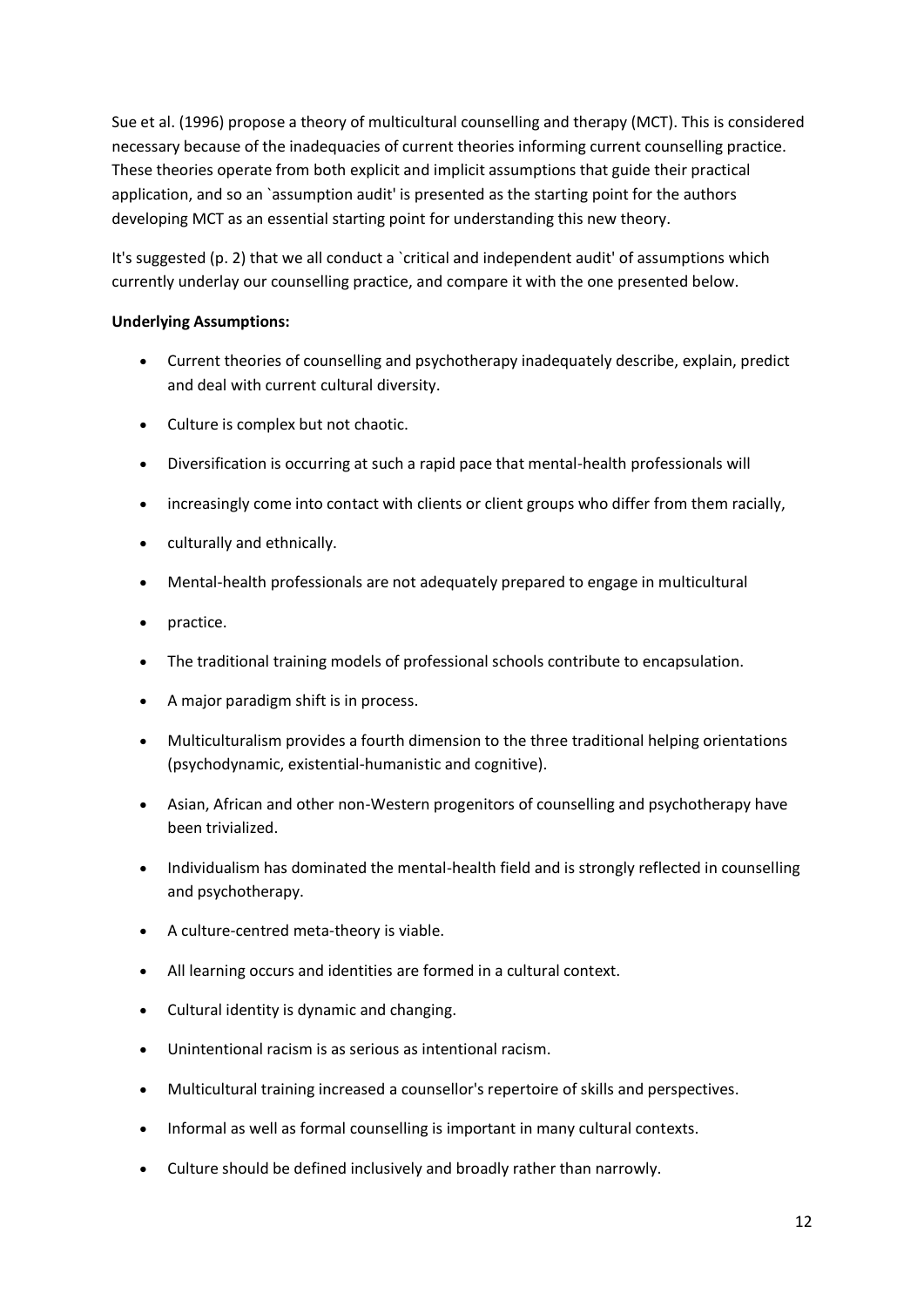Sue et al. (1996) propose a theory of multicultural counselling and therapy (MCT). This is considered necessary because of the inadequacies of current theories informing current counselling practice. These theories operate from both explicit and implicit assumptions that guide their practical application, and so an `assumption audit' is presented as the starting point for the authors developing MCT as an essential starting point for understanding this new theory.

It's suggested (p. 2) that we all conduct a `critical and independent audit' of assumptions which currently underlay our counselling practice, and compare it with the one presented below.

**Underlying Assumptions:**

- Current theories of counselling and psychotherapy inadequately describe, explain, predict and deal with current cultural diversity.
- Culture is complex but not chaotic.
- Diversification is occurring at such a rapid pace that mental-health professionals will
- increasingly come into contact with clients or client groups who differ from them racially,
- culturally and ethnically.
- Mental-health professionals are not adequately prepared to engage in multicultural
- practice.
- The traditional training models of professional schools contribute to encapsulation.
- A major paradigm shift is in process.
- Multiculturalism provides a fourth dimension to the three traditional helping orientations (psychodynamic, existential-humanistic and cognitive).
- Asian, African and other non-Western progenitors of counselling and psychotherapy have been trivialized.
- Individualism has dominated the mental-health field and is strongly reflected in counselling and psychotherapy.
- A culture-centred meta-theory is viable.
- All learning occurs and identities are formed in a cultural context.
- Cultural identity is dynamic and changing.
- Unintentional racism is as serious as intentional racism.
- Multicultural training increased a counsellor's repertoire of skills and perspectives.
- Informal as well as formal counselling is important in many cultural contexts.
- Culture should be defined inclusively and broadly rather than narrowly.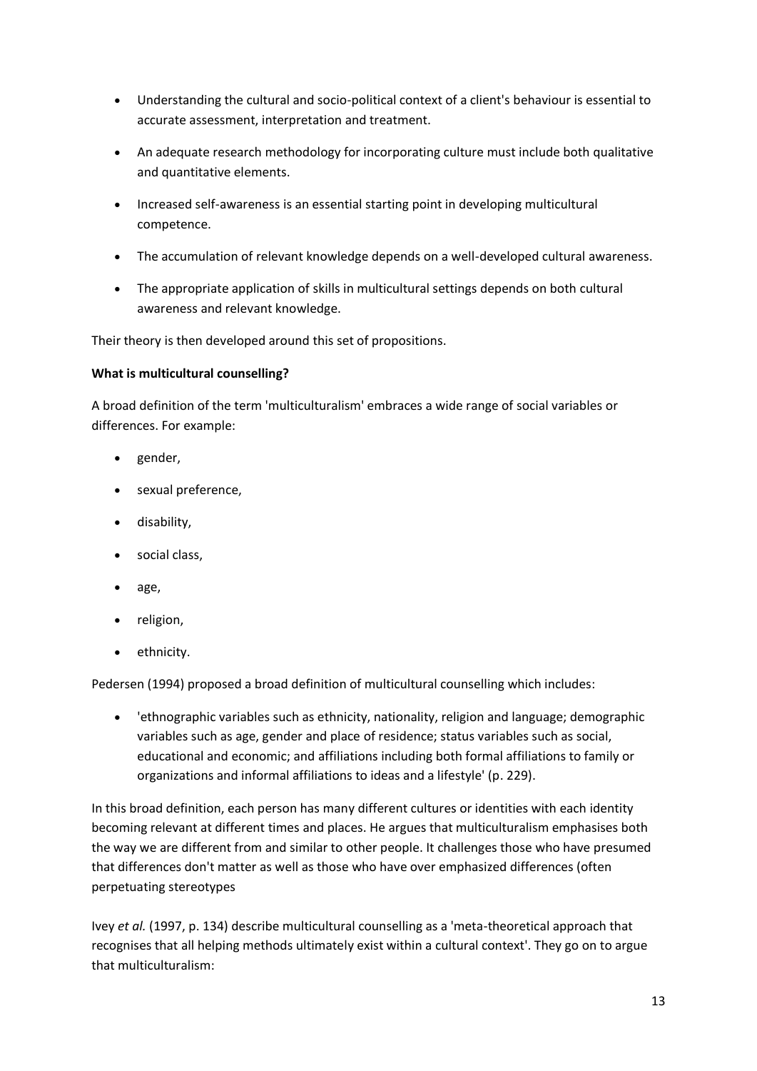- Understanding the cultural and socio-political context of a client's behaviour is essential to accurate assessment, interpretation and treatment.
- An adequate research methodology for incorporating culture must include both qualitative and quantitative elements.
- Increased self-awareness is an essential starting point in developing multicultural competence.
- The accumulation of relevant knowledge depends on a well-developed cultural awareness.
- The appropriate application of skills in multicultural settings depends on both cultural awareness and relevant knowledge.

Their theory is then developed around this set of propositions.

**What is multicultural counselling?**

A broad definition of the term 'multiculturalism' embraces a wide range of social variables or differences. For example:

- gender,
- sexual preference,
- disability,
- social class,
- age,
- religion,
- ethnicity.

Pedersen (1994) proposed a broad definition of multicultural counselling which includes:

- 'ethnographic variables such as ethnicity, nationality, religion and language; demographic variables such as age, gender and place of residence; status variables such as social, educational and economic; and affiliations including both formal affiliations to family or organizations and informal affiliations to ideas and a lifestyle' (p. 229).

In this broad definition, each person has many different cultures or identities with each identity becoming relevant at different times and places. He argues that multiculturalism emphasises both the way we are different from and similar to other people. It challenges those who have presumed that differences don't matter as well as those who have over emphasized differences (often perpetuating stereotypes

Ivey *et al.* (1997, p. 134) describe multicultural counselling as a 'meta-theoretical approach that recognises that all helping methods ultimately exist within a cultural context'. They go on to argue that multiculturalism: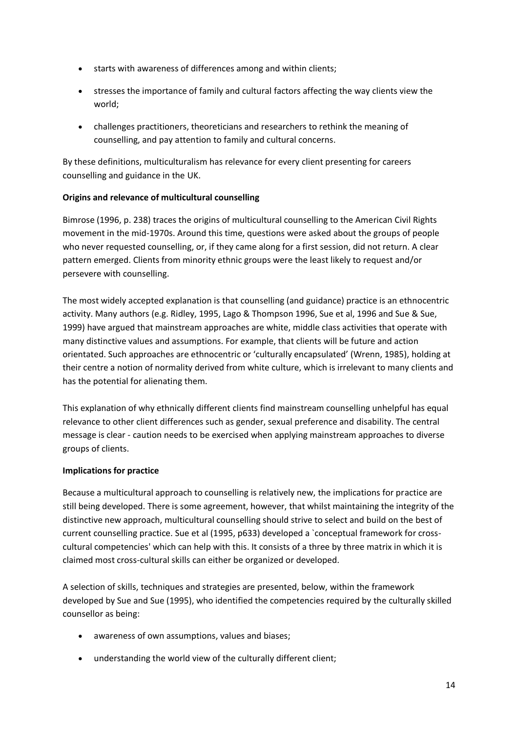- starts with awareness of differences among and within clients;
- stresses the importance of family and cultural factors affecting the way clients view the world;
- challenges practitioners, theoreticians and researchers to rethink the meaning of counselling, and pay attention to family and cultural concerns.

By these definitions, multiculturalism has relevance for every client presenting for careers counselling and guidance in the UK.

**Origins and relevance of multicultural counselling**

Bimrose (1996, p. 238) traces the origins of multicultural counselling to the American Civil Rights movement in the mid-1970s. Around this time, questions were asked about the groups of people who never requested counselling, or, if they came along for a first session, did not return. A clear pattern emerged. Clients from minority ethnic groups were the least likely to request and/or persevere with counselling.

The most widely accepted explanation is that counselling (and guidance) practice is an ethnocentric activity. Many authors (e.g. Ridley, 1995, Lago & Thompson 1996, Sue et al, 1996 and Sue & Sue, 1999) have argued that mainstream approaches are white, middle class activities that operate with many distinctive values and assumptions. For example, that clients will be future and action orientated. Such approaches are ethnocentric or 'culturally encapsulated' (Wrenn, 1985), holding at their centre a notion of normality derived from white culture, which is irrelevant to many clients and has the potential for alienating them.

This explanation of why ethnically different clients find mainstream counselling unhelpful has equal relevance to other client differences such as gender, sexual preference and disability. The central message is clear - caution needs to be exercised when applying mainstream approaches to diverse groups of clients.

**Implications for practice**

Because a multicultural approach to counselling is relatively new, the implications for practice are still being developed. There is some agreement, however, that whilst maintaining the integrity of the distinctive new approach, multicultural counselling should strive to select and build on the best of current counselling practice. Sue et al (1995, p633) developed a `conceptual framework for cross-cultural competencies' which can help with this. It consists of a three by three matrix in which it is claimed most cross-cultural skills can either be organized or developed.

A selection of skills, techniques and strategies are presented, below, within the framework developed by Sue and Sue (1995), who identified the competencies required by the culturally skilled counsellor as being:

- awareness of own assumptions, values and biases;
- understanding the world view of the culturally different client;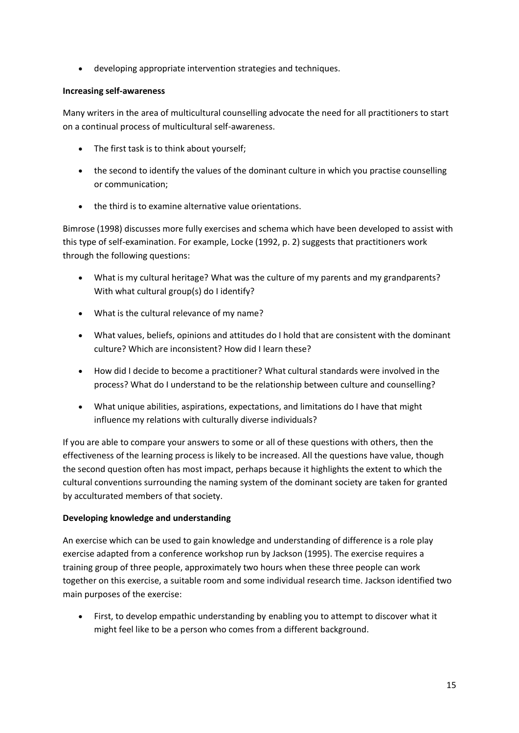- developing appropriate intervention strategies and techniques.

**Increasing self-awareness**

Many writers in the area of multicultural counselling advocate the need for all practitioners to start on a continual process of multicultural self-awareness.

- The first task is to think about yourself;
- the second to identify the values of the dominant culture in which you practise counselling or communication;
- the third is to examine alternative value orientations.

Bimrose (1998) discusses more fully exercises and schema which have been developed to assist with this type of self-examination. For example, Locke (1992, p. 2) suggests that practitioners work through the following questions:

- What is my cultural heritage? What was the culture of my parents and my grandparents? With what cultural group(s) do I identify?
- What is the cultural relevance of my name?
- What values, beliefs, opinions and attitudes do I hold that are consistent with the dominant culture? Which are inconsistent? How did I learn these?
- How did I decide to become a practitioner? What cultural standards were involved in the process? What do I understand to be the relationship between culture and counselling?
- What unique abilities, aspirations, expectations, and limitations do I have that might influence my relations with culturally diverse individuals?

If you are able to compare your answers to some or all of these questions with others, then the effectiveness of the learning process is likely to be increased. All the questions have value, though the second question often has most impact, perhaps because it highlights the extent to which the cultural conventions surrounding the naming system of the dominant society are taken for granted by acculturated members of that society.

**Developing knowledge and understanding**

An exercise which can be used to gain knowledge and understanding of difference is a role play exercise adapted from a conference workshop run by Jackson (1995). The exercise requires a training group of three people, approximately two hours when these three people can work together on this exercise, a suitable room and some individual research time. Jackson identified two main purposes of the exercise:

- First, to develop empathic understanding by enabling you to attempt to discover what it might feel like to be a person who comes from a different background.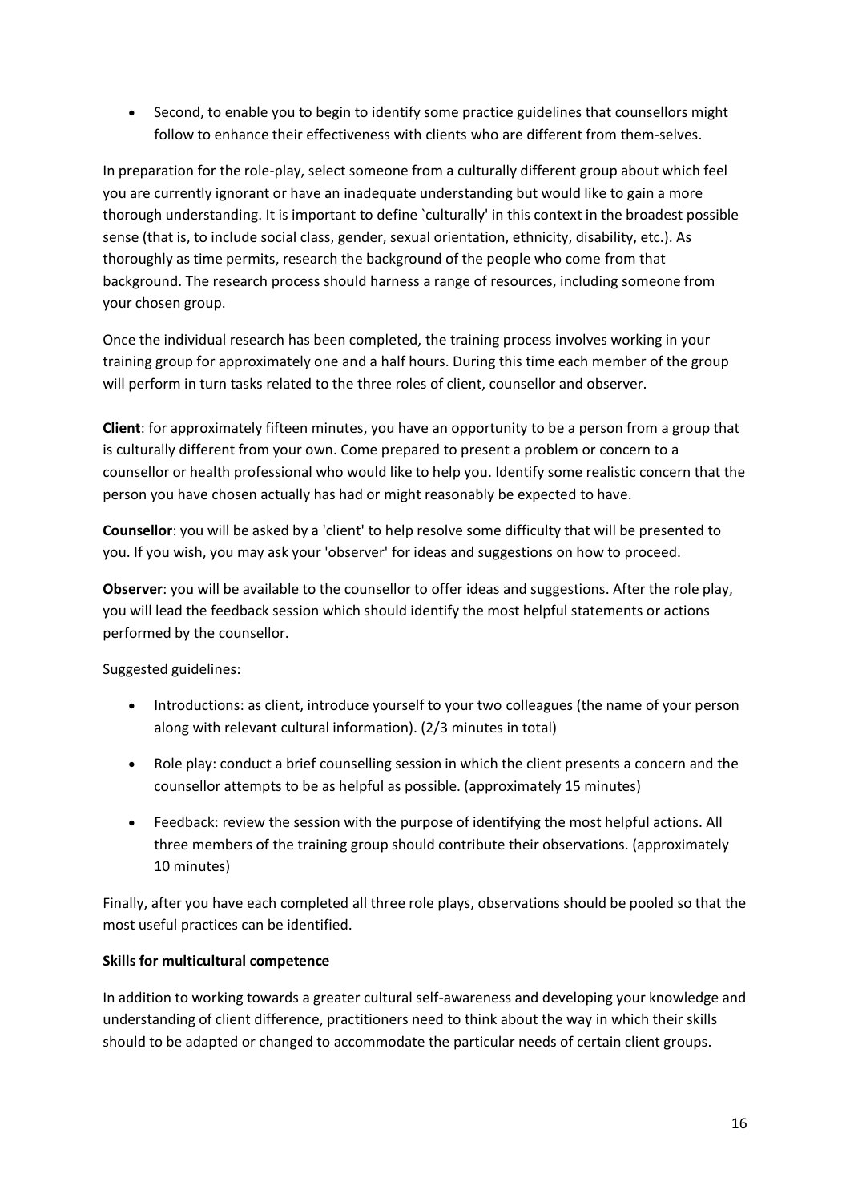- Second, to enable you to begin to identify some practice guidelines that counsellors might follow to enhance their effectiveness with clients who are different from them-selves.

In preparation for the role-play, select someone from a culturally different group about which feel you are currently ignorant or have an inadequate understanding but would like to gain a more thorough understanding. It is important to define `culturally' in this context in the broadest possible sense (that is, to include social class, gender, sexual orientation, ethnicity, disability, etc.). As thoroughly as time permits, research the background of the people who come from that background. The research process should harness a range of resources, including someone from your chosen group.

Once the individual research has been completed, the training process involves working in your training group for approximately one and a half hours. During this time each member of the group will perform in turn tasks related to the three roles of client, counsellor and observer.

**Client**: for approximately fifteen minutes, you have an opportunity to be a person from a group that is culturally different from your own. Come prepared to present a problem or concern to a counsellor or health professional who would like to help you. Identify some realistic concern that the person you have chosen actually has had or might reasonably be expected to have.

**Counsellor**: you will be asked by a 'client' to help resolve some difficulty that will be presented to you. If you wish, you may ask your 'observer' for ideas and suggestions on how to proceed.

**Observer**: you will be available to the counsellor to offer ideas and suggestions. After the role play, you will lead the feedback session which should identify the most helpful statements or actions performed by the counsellor.

Suggested guidelines:

- Introductions: as client, introduce yourself to your two colleagues (the name of your person along with relevant cultural information). (2/3 minutes in total)
- Role play: conduct a brief counselling session in which the client presents a concern and the counsellor attempts to be as helpful as possible. (approximately 15 minutes)
- Feedback: review the session with the purpose of identifying the most helpful actions. All three members of the training group should contribute their observations. (approximately 10 minutes)

Finally, after you have each completed all three role plays, observations should be pooled so that the most useful practices can be identified.

**Skills for multicultural competence**

In addition to working towards a greater cultural self-awareness and developing your knowledge and understanding of client difference, practitioners need to think about the way in which their skills should to be adapted or changed to accommodate the particular needs of certain client groups.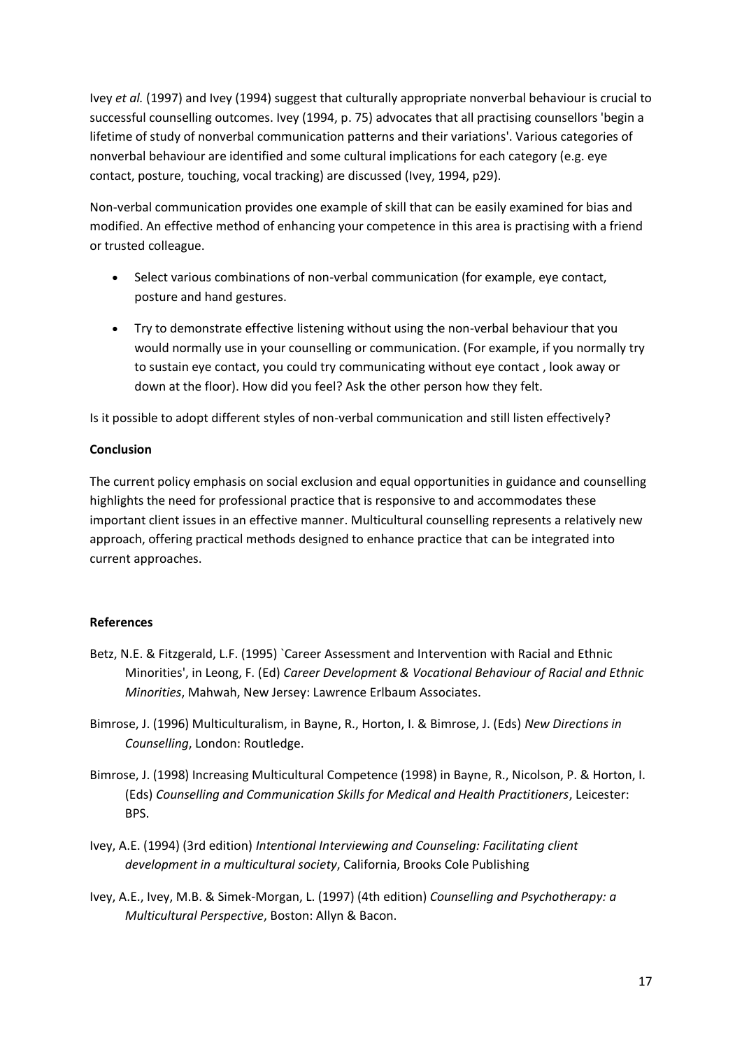Ivey *et al.* (1997) and Ivey (1994) suggest that culturally appropriate nonverbal behaviour is crucial to successful counselling outcomes. Ivey (1994, p. 75) advocates that all practising counsellors 'begin a lifetime of study of nonverbal communication patterns and their variations'. Various categories of nonverbal behaviour are identified and some cultural implications for each category (e.g. eye contact, posture, touching, vocal tracking) are discussed (Ivey, 1994, p29).

Non-verbal communication provides one example of skill that can be easily examined for bias and modified. An effective method of enhancing your competence in this area is practising with a friend or trusted colleague.

- Select various combinations of non-verbal communication (for example, eye contact, posture and hand gestures.
- Try to demonstrate effective listening without using the non-verbal behaviour that you would normally use in your counselling or communication. (For example, if you normally try to sustain eye contact, you could try communicating without eye contact , look away or down at the floor). How did you feel? Ask the other person how they felt.

Is it possible to adopt different styles of non-verbal communication and still listen effectively?

**Conclusion**

The current policy emphasis on social exclusion and equal opportunities in guidance and counselling highlights the need for professional practice that is responsive to and accommodates these important client issues in an effective manner. Multicultural counselling represents a relatively new approach, offering practical methods designed to enhance practice that can be integrated into current approaches.

**References**

Betz, N.E. & Fitzgerald, L.F. (1995) `Career Assessment and Intervention with Racial and Ethnic Minorities', in Leong, F. (Ed) *Career Development & Vocational Behaviour of Racial and Ethnic Minorities*, Mahwah, New Jersey: Lawrence Erlbaum Associates.

Bimrose, J. (1996) Multiculturalism, in Bayne, R., Horton, I. & Bimrose, J. (Eds) *New Directions in Counselling*, London: Routledge.

Bimrose, J. (1998) Increasing Multicultural Competence (1998) in Bayne, R., Nicolson, P. & Horton, I. (Eds) *Counselling and Communication Skills for Medical and Health Practitioners*, Leicester: BPS.

Ivey, A.E. (1994) (3rd edition) *Intentional Interviewing and Counseling: Facilitating client development in a multicultural society*, California, Brooks Cole Publishing

Ivey, A.E., Ivey, M.B. & Simek-Morgan, L. (1997) (4th edition) *Counselling and Psychotherapy: a Multicultural Perspective*, Boston: Allyn & Bacon.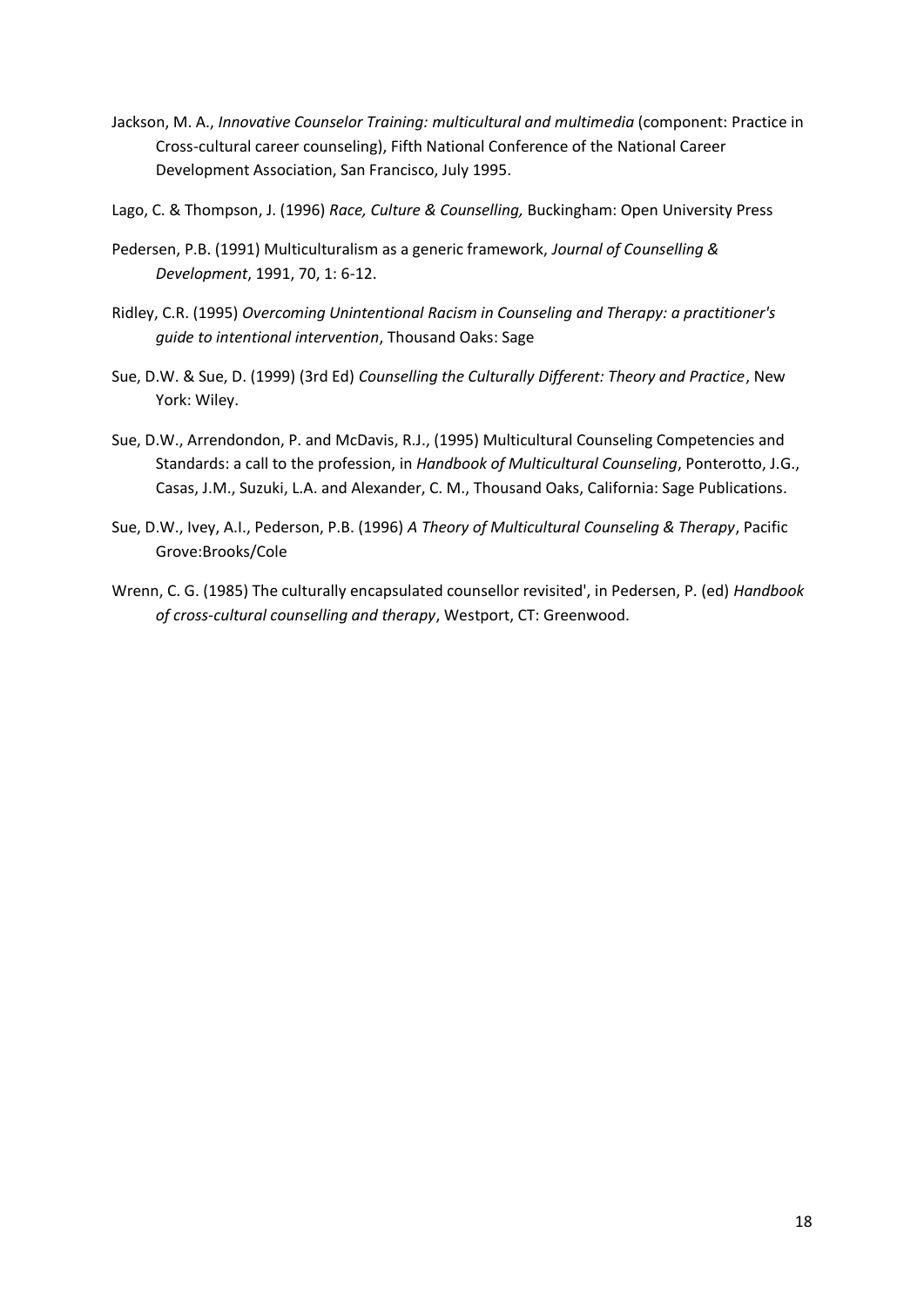Jackson, M. A., *Innovative Counselor Training: multicultural and multimedia* (component: Practice in Cross-cultural career counseling), Fifth National Conference of the National Career Development Association, San Francisco, July 1995.

Lago, C. & Thompson, J. (1996) *Race, Culture & Counselling,* Buckingham: Open University Press

Pedersen, P.B. (1991) Multiculturalism as a generic framework, *Journal of Counselling & Development*, 1991, 70, 1: 6-12.

Ridley, C.R. (1995) *Overcoming Unintentional Racism in Counseling and Therapy: a practitioner's guide to intentional intervention*, Thousand Oaks: Sage

Sue, D.W. & Sue, D. (1999) (3rd Ed) *Counselling the Culturally Different: Theory and Practice*, New York: Wiley.

Sue, D.W., Arrendondon, P. and McDavis, R.J., (1995) Multicultural Counseling Competencies and Standards: a call to the profession, in *Handbook of Multicultural Counseling*, Ponterotto, J.G., Casas, J.M., Suzuki, L.A. and Alexander, C. M., Thousand Oaks, California: Sage Publications.

Sue, D.W., Ivey, A.I., Pederson, P.B. (1996) *A Theory of Multicultural Counseling & Therapy*, Pacific Grove:Brooks/Cole

Wrenn, C. G. (1985) The culturally encapsulated counsellor revisited', in Pedersen, P. (ed) *Handbook of cross-cultural counselling and therapy*, Westport, CT: Greenwood.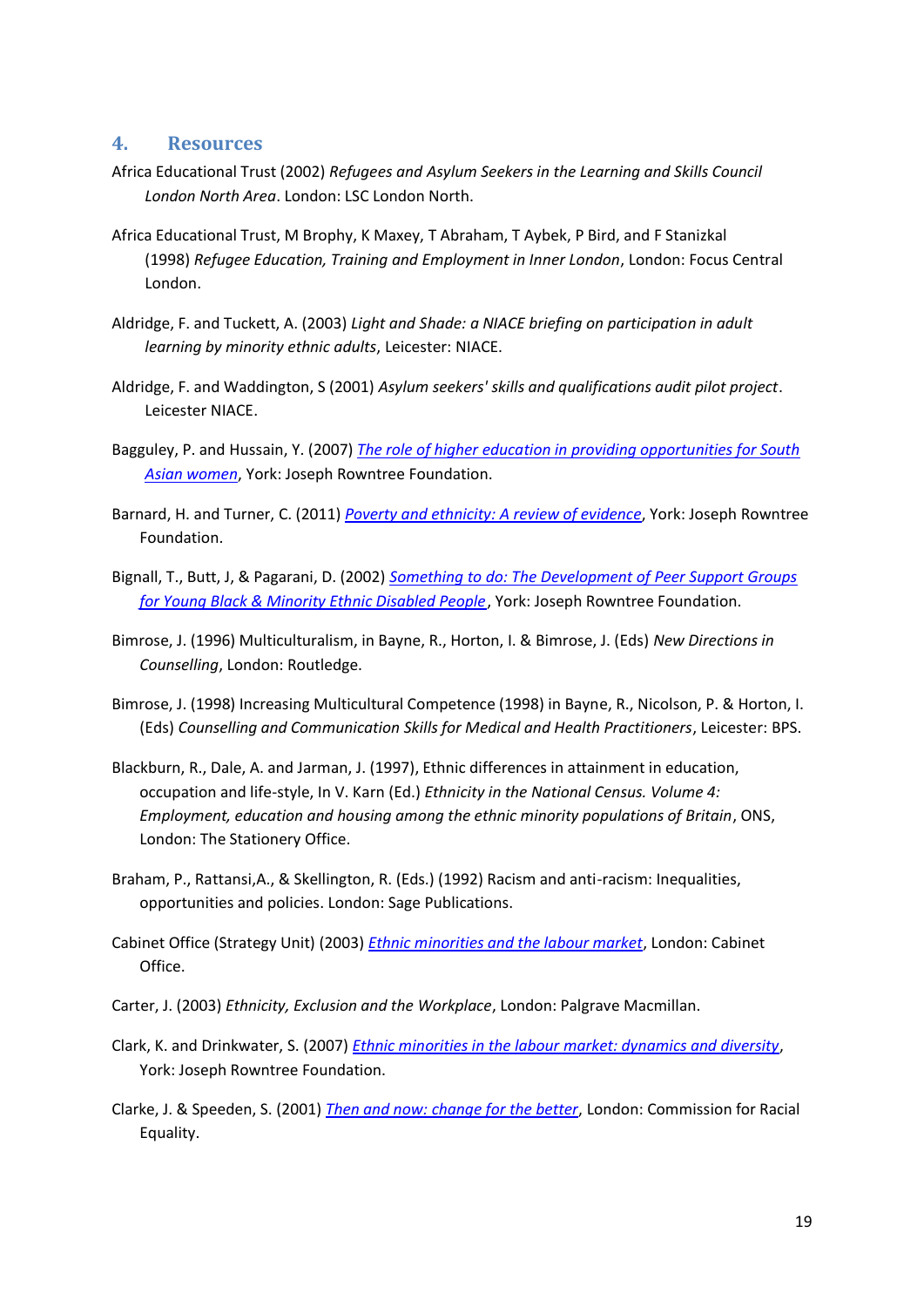## 4. Resources

Africa Educational Trust (2002) *Refugees and Asylum Seekers in the Learning and Skills Council London North Area*. London: LSC London North.

Africa Educational Trust, M Brophy, K Maxey, T Abraham, T Aybek, P Bird, and F Stanizkal (1998) *Refugee Education, Training and Employment in Inner London*, London: Focus Central London.

Aldridge, F. and Tuckett, A. (2003) *Light and Shade: a NIACE briefing on participation in adult learning by minority ethnic adults*, Leicester: NIACE.

Aldridge, F. and Waddington, S (2001) *Asylum seekers' skills and qualifications audit pilot project*. Leicester NIACE.

Bagguley, P. and Hussain, Y. (2007) *The role of higher education in providing opportunities for South Asian women*, York: Joseph Rowntree Foundation.

Barnard, H. and Turner, C. (2011) *Poverty and ethnicity: A review of evidence*, York: Joseph Rowntree Foundation.

Bignall, T., Butt, J, & Pagarani, D. (2002) *Something to do: The Development of Peer Support Groups for Young Black & Minority Ethnic Disabled People*, York: Joseph Rowntree Foundation.

Bimrose, J. (1996) Multiculturalism, in Bayne, R., Horton, I. & Bimrose, J. (Eds) *New Directions in Counselling*, London: Routledge.

Bimrose, J. (1998) Increasing Multicultural Competence (1998) in Bayne, R., Nicolson, P. & Horton, I. (Eds) *Counselling and Communication Skills for Medical and Health Practitioners*, Leicester: BPS.

Blackburn, R., Dale, A. and Jarman, J. (1997), Ethnic differences in attainment in education, occupation and life-style, In V. Karn (Ed.) *Ethnicity in the National Census. Volume 4: Employment, education and housing among the ethnic minority populations of Britain*, ONS, London: The Stationery Office.

Braham, P., Rattansi,A., & Skellington, R. (Eds.) (1992) Racism and anti-racism: Inequalities, opportunities and policies. London: Sage Publications.

Cabinet Office (Strategy Unit) (2003) *Ethnic minorities and the labour market*, London: Cabinet Office.

Carter, J. (2003) *Ethnicity, Exclusion and the Workplace*, London: Palgrave Macmillan.

Clark, K. and Drinkwater, S. (2007) *Ethnic minorities in the labour market: dynamics and diversity*, York: Joseph Rowntree Foundation.

Clarke, J. & Speeden, S. (2001) *Then and now: change for the better*, London: Commission for Racial Equality.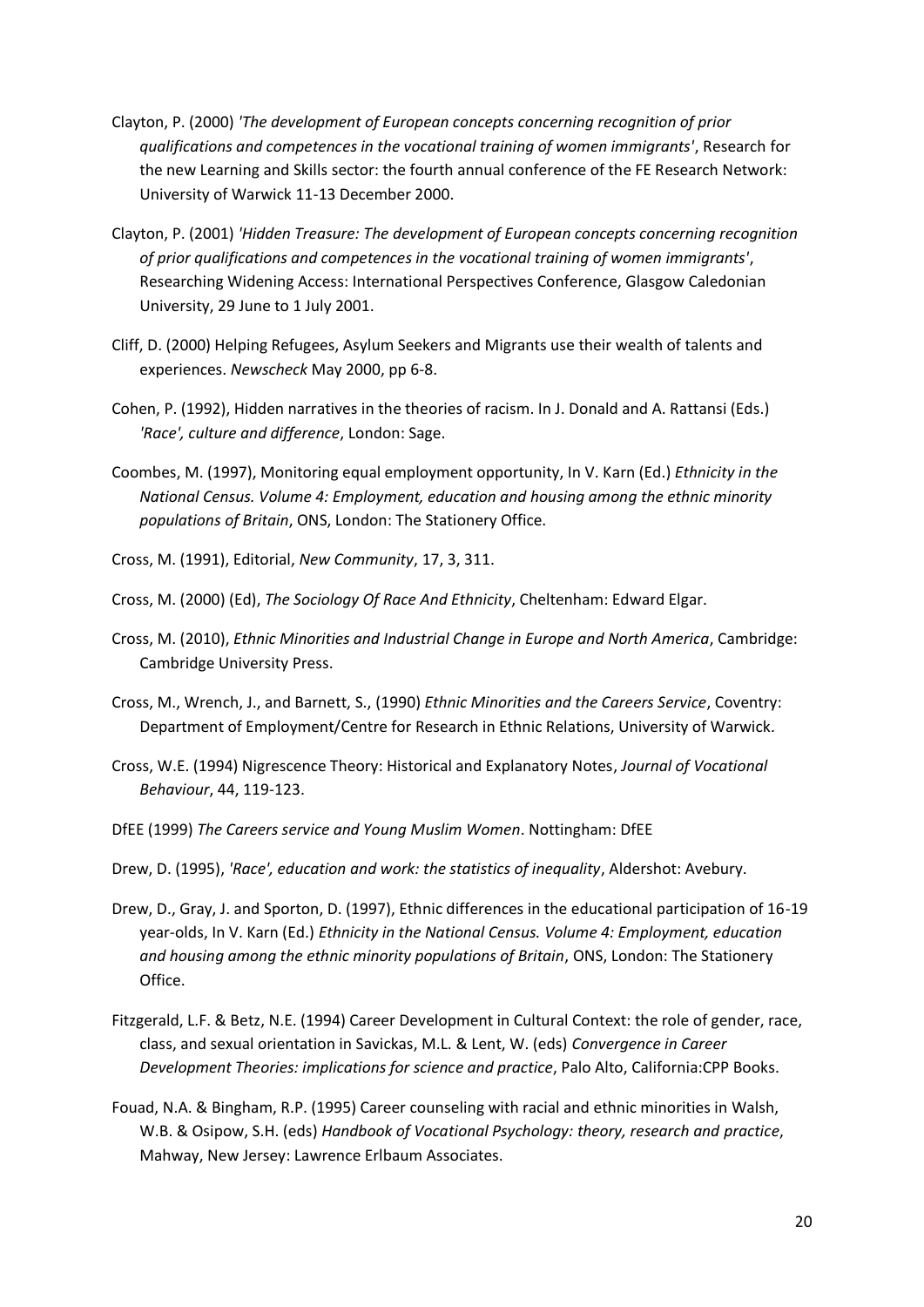Clayton, P. (2000) *'The development of European concepts concerning recognition of prior qualifications and competences in the vocational training of women immigrants'*, Research for the new Learning and Skills sector: the fourth annual conference of the FE Research Network: University of Warwick 11-13 December 2000.

Clayton, P. (2001) *'Hidden Treasure: The development of European concepts concerning recognition of prior qualifications and competences in the vocational training of women immigrants'*, Researching Widening Access: International Perspectives Conference, Glasgow Caledonian University, 29 June to 1 July 2001.

Cliff, D. (2000) Helping Refugees, Asylum Seekers and Migrants use their wealth of talents and experiences. *Newscheck* May 2000, pp 6-8.

Cohen, P. (1992), Hidden narratives in the theories of racism. In J. Donald and A. Rattansi (Eds.) *'Race', culture and difference*, London: Sage.

Coombes, M. (1997), Monitoring equal employment opportunity, In V. Karn (Ed.) *Ethnicity in the National Census. Volume 4: Employment, education and housing among the ethnic minority populations of Britain*, ONS, London: The Stationery Office.

Cross, M. (1991), Editorial, *New Community*, 17, 3, 311.

Cross, M. (2000) (Ed), *The Sociology Of Race And Ethnicity*, Cheltenham: Edward Elgar.

Cross, M. (2010), *Ethnic Minorities and Industrial Change in Europe and North America*, Cambridge: Cambridge University Press.

Cross, M., Wrench, J., and Barnett, S., (1990) *Ethnic Minorities and the Careers Service*, Coventry: Department of Employment/Centre for Research in Ethnic Relations, University of Warwick.

Cross, W.E. (1994) Nigrescence Theory: Historical and Explanatory Notes, *Journal of Vocational Behaviour*, 44, 119-123.

DfEE (1999) *The Careers service and Young Muslim Women*. Nottingham: DfEE

Drew, D. (1995), *'Race', education and work: the statistics of inequality*, Aldershot: Avebury.

Drew, D., Gray, J. and Sporton, D. (1997), Ethnic differences in the educational participation of 16-19 year-olds, In V. Karn (Ed.) *Ethnicity in the National Census. Volume 4: Employment, education and housing among the ethnic minority populations of Britain*, ONS, London: The Stationery Office.

Fitzgerald, L.F. & Betz, N.E. (1994) Career Development in Cultural Context: the role of gender, race, class, and sexual orientation in Savickas, M.L. & Lent, W. (eds) *Convergence in Career Development Theories: implications for science and practice*, Palo Alto, California:CPP Books.

Fouad, N.A. & Bingham, R.P. (1995) Career counseling with racial and ethnic minorities in Walsh, W.B. & Osipow, S.H. (eds) *Handbook of Vocational Psychology: theory, research and practice*, Mahway, New Jersey: Lawrence Erlbaum Associates.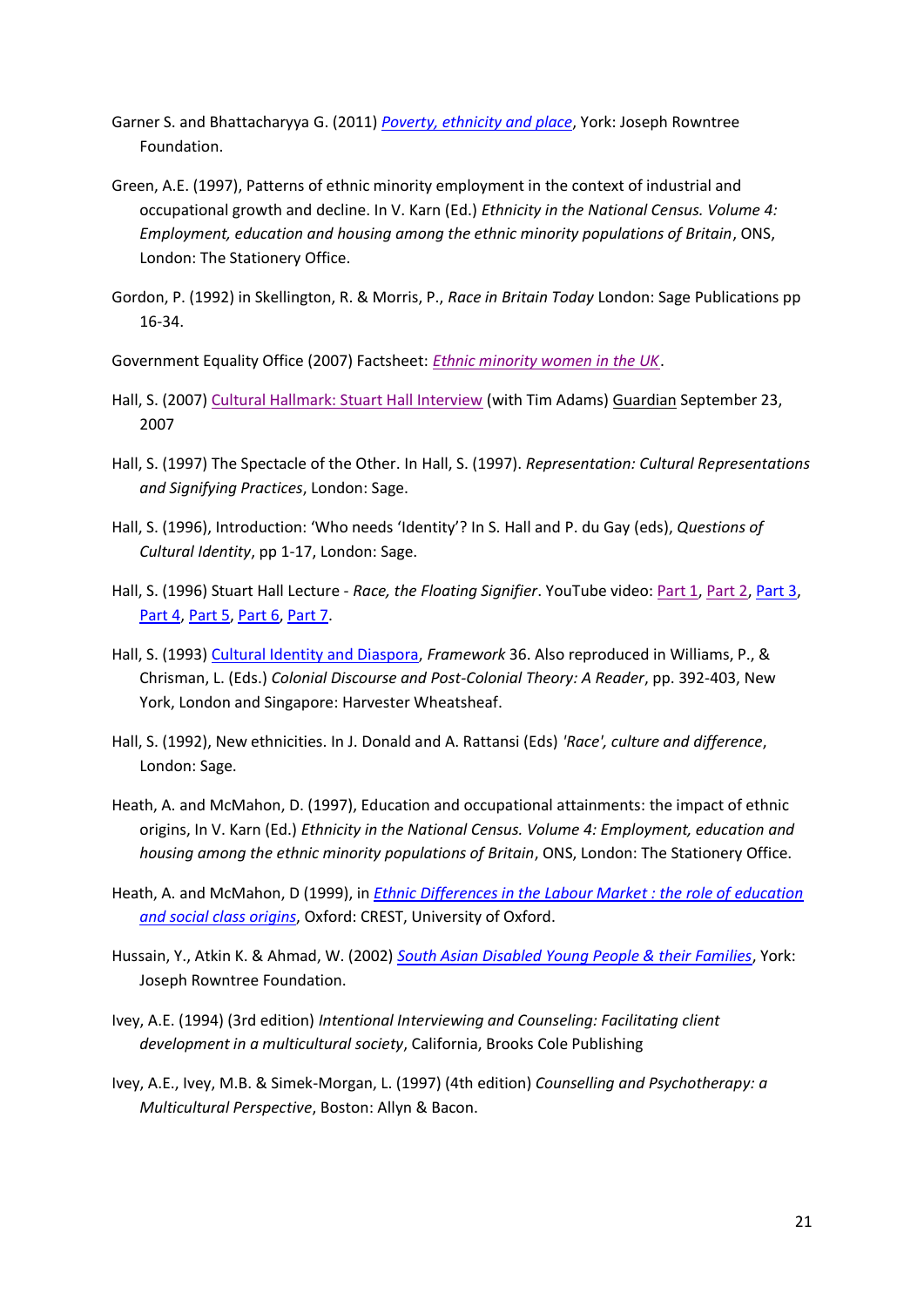Garner S. and Bhattacharyya G. (2011) *Poverty, ethnicity and place*, York: Joseph Rowntree Foundation.

Green, A.E. (1997), Patterns of ethnic minority employment in the context of industrial and occupational growth and decline. In V. Karn (Ed.) *Ethnicity in the National Census. Volume 4: Employment, education and housing among the ethnic minority populations of Britain*, ONS, London: The Stationery Office.

Gordon, P. (1992) in Skellington, R. & Morris, P., *Race in Britain Today* London: Sage Publications pp 16-34.

Government Equality Office (2007) Factsheet: *Ethnic minority women in the UK*.

Hall, S. (2007) Cultural Hallmark: Stuart Hall Interview (with Tim Adams) Guardian September 23, 2007

Hall, S. (1997) The Spectacle of the Other. In Hall, S. (1997). *Representation: Cultural Representations and Signifying Practices*, London: Sage.

Hall, S. (1996), Introduction: 'Who needs 'Identity'? In S. Hall and P. du Gay (eds), *Questions of Cultural Identity*, pp 1-17, London: Sage.

Hall, S. (1996) Stuart Hall Lecture - *Race, the Floating Signifier*. YouTube video: Part 1, Part 2, Part 3, Part 4, Part 5, Part 6, Part 7.

Hall, S. (1993) Cultural Identity and Diaspora, *Framework* 36. Also reproduced in Williams, P., & Chrisman, L. (Eds.) *Colonial Discourse and Post-Colonial Theory: A Reader*, pp. 392-403, New York, London and Singapore: Harvester Wheatsheaf.

Hall, S. (1992), New ethnicities. In J. Donald and A. Rattansi (Eds) *'Race', culture and difference*, London: Sage.

Heath, A. and McMahon, D. (1997), Education and occupational attainments: the impact of ethnic origins, In V. Karn (Ed.) *Ethnicity in the National Census. Volume 4: Employment, education and housing among the ethnic minority populations of Britain*, ONS, London: The Stationery Office.

Heath, A. and McMahon, D (1999), in *Ethnic Differences in the Labour Market : the role of education and social class origins*, Oxford: CREST, University of Oxford.

Hussain, Y., Atkin K. & Ahmad, W. (2002) *South Asian Disabled Young People & their Families*, York: Joseph Rowntree Foundation.

Ivey, A.E. (1994) (3rd edition) *Intentional Interviewing and Counseling: Facilitating client development in a multicultural society*, California, Brooks Cole Publishing

Ivey, A.E., Ivey, M.B. & Simek-Morgan, L. (1997) (4th edition) *Counselling and Psychotherapy: a Multicultural Perspective*, Boston: Allyn & Bacon.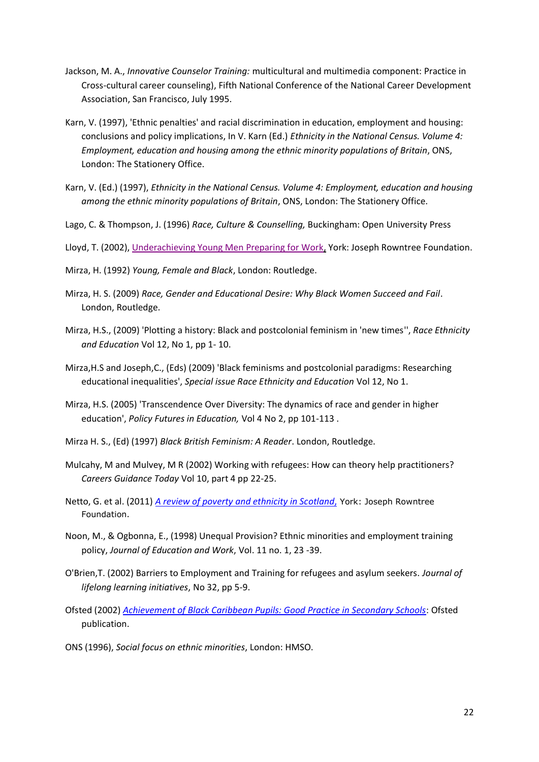Jackson, M. A., *Innovative Counselor Training:* multicultural and multimedia component: Practice in Cross-cultural career counseling), Fifth National Conference of the National Career Development Association, San Francisco, July 1995.

Karn, V. (1997), 'Ethnic penalties' and racial discrimination in education, employment and housing: conclusions and policy implications, In V. Karn (Ed.) *Ethnicity in the National Census. Volume 4: Employment, education and housing among the ethnic minority populations of Britain*, ONS, London: The Stationery Office.

Karn, V. (Ed.) (1997), *Ethnicity in the National Census. Volume 4: Employment, education and housing among the ethnic minority populations of Britain*, ONS, London: The Stationery Office.

Lago, C. & Thompson, J. (1996) *Race, Culture & Counselling,* Buckingham: Open University Press

Lloyd, T. (2002), Underachieving Young Men Preparing for Work, York: Joseph Rowntree Foundation.

Mirza, H. (1992) *Young, Female and Black*, London: Routledge.

Mirza, H. S. (2009) *Race, Gender and Educational Desire: Why Black Women Succeed and Fail*. London, Routledge.

Mirza, H.S., (2009) 'Plotting a history: Black and postcolonial feminism in 'new times'', *Race Ethnicity and Education* Vol 12, No 1, pp 1- 10.

Mirza,H.S and Joseph,C., (Eds) (2009) 'Black feminisms and postcolonial paradigms: Researching educational inequalities', *Special issue Race Ethnicity and Education* Vol 12, No 1.

Mirza, H.S. (2005) 'Transcendence Over Diversity: The dynamics of race and gender in higher education', *Policy Futures in Education,* Vol 4 No 2, pp 101-113 .

Mirza H. S., (Ed) (1997) *Black British Feminism: A Reader*. London, Routledge.

Mulcahy, M and Mulvey, M R (2002) Working with refugees: How can theory help practitioners? *Careers Guidance Today* Vol 10, part 4 pp 22-25.

Netto, G. et al. (2011) *A review of poverty and ethnicity in Scotland,* York: Joseph Rowntree Foundation.

Noon, M., & Ogbonna, E., (1998) Unequal Provision? Ethnic minorities and employment training policy, *Journal of Education and Work*, Vol. 11 no. 1, 23 -39.

O'Brien,T. (2002) Barriers to Employment and Training for refugees and asylum seekers. *Journal of lifelong learning initiatives*, No 32, pp 5-9.

Ofsted (2002) *Achievement of Black Caribbean Pupils: Good Practice in Secondary Schools*: Ofsted publication.

ONS (1996), *Social focus on ethnic minorities*, London: HMSO.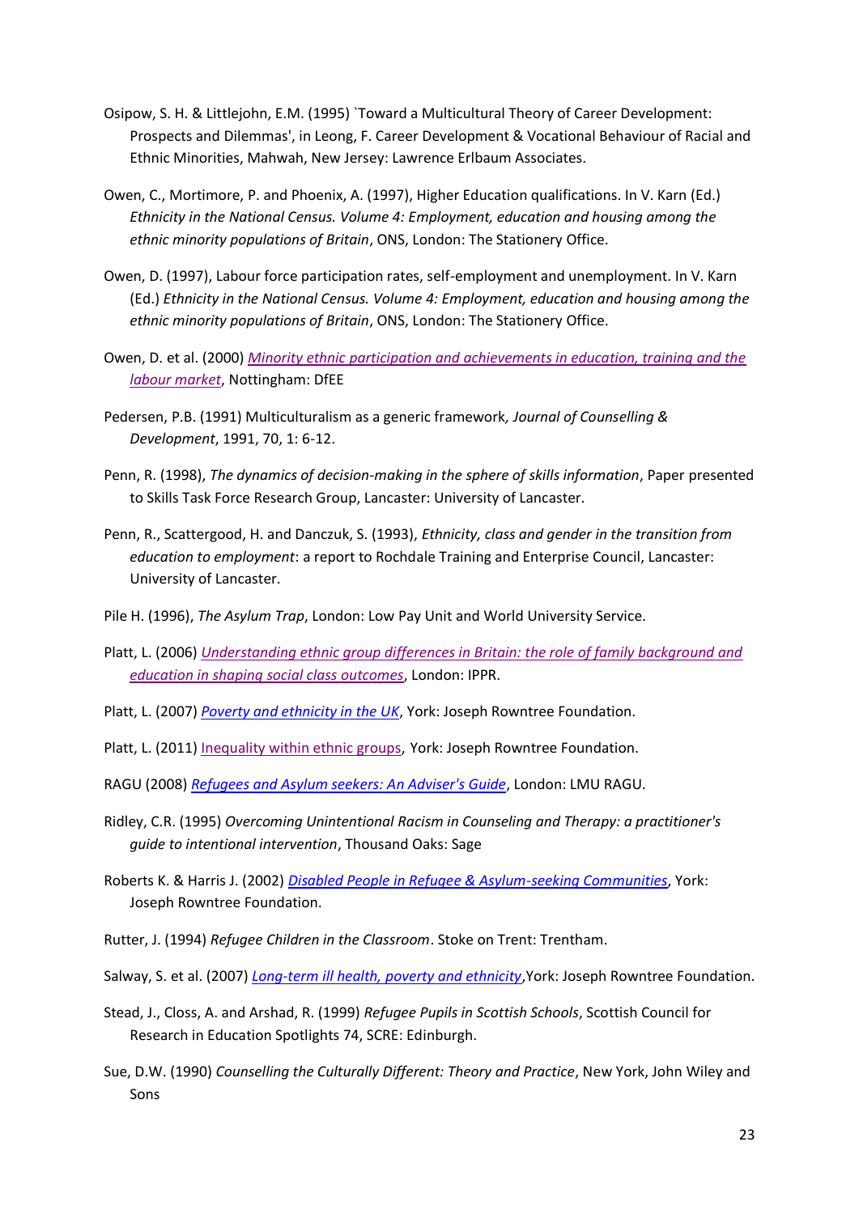Osipow, S. H. & Littlejohn, E.M. (1995) `Toward a Multicultural Theory of Career Development: Prospects and Dilemmas', in Leong, F. Career Development & Vocational Behaviour of Racial and Ethnic Minorities, Mahwah, New Jersey: Lawrence Erlbaum Associates.

Owen, C., Mortimore, P. and Phoenix, A. (1997), Higher Education qualifications. In V. Karn (Ed.) *Ethnicity in the National Census. Volume 4: Employment, education and housing among the ethnic minority populations of Britain*, ONS, London: The Stationery Office.

Owen, D. (1997), Labour force participation rates, self-employment and unemployment. In V. Karn (Ed.) *Ethnicity in the National Census. Volume 4: Employment, education and housing among the ethnic minority populations of Britain*, ONS, London: The Stationery Office.

Owen, D. et al. (2000) *Minority ethnic participation and achievements in education, training and the labour market*, Nottingham: DfEE

Pedersen, P.B. (1991) Multiculturalism as a generic framework*, Journal of Counselling & Development*, 1991, 70, 1: 6-12.

Penn, R. (1998), *The dynamics of decision-making in the sphere of skills information*, Paper presented to Skills Task Force Research Group, Lancaster: University of Lancaster.

Penn, R., Scattergood, H. and Danczuk, S. (1993), *Ethnicity, class and gender in the transition from education to employment*: a report to Rochdale Training and Enterprise Council, Lancaster: University of Lancaster.

Pile H. (1996), *The Asylum Trap*, London: Low Pay Unit and World University Service.

Platt, L. (2006) *Understanding ethnic group differences in Britain: the role of family background and education in shaping social class outcomes*, London: IPPR.

Platt, L. (2007) *Poverty and ethnicity in the UK*, York: Joseph Rowntree Foundation.

Platt, L. (2011) Inequality within ethnic groups, York: Joseph Rowntree Foundation.

RAGU (2008) *Refugees and Asylum seekers: An Adviser's Guide*, London: LMU RAGU.

Ridley, C.R. (1995) *Overcoming Unintentional Racism in Counseling and Therapy: a practitioner's guide to intentional intervention*, Thousand Oaks: Sage

Roberts K. & Harris J. (2002) *Disabled People in Refugee & Asylum-seeking Communities*, York: Joseph Rowntree Foundation.

Rutter, J. (1994) *Refugee Children in the Classroom*. Stoke on Trent: Trentham.

Salway, S. et al. (2007) *Long-term ill health, poverty and ethnicity*,York: Joseph Rowntree Foundation.

Stead, J., Closs, A. and Arshad, R. (1999) *Refugee Pupils in Scottish Schools*, Scottish Council for Research in Education Spotlights 74, SCRE: Edinburgh.

Sue, D.W. (1990) *Counselling the Culturally Different: Theory and Practice*, New York, John Wiley and Sons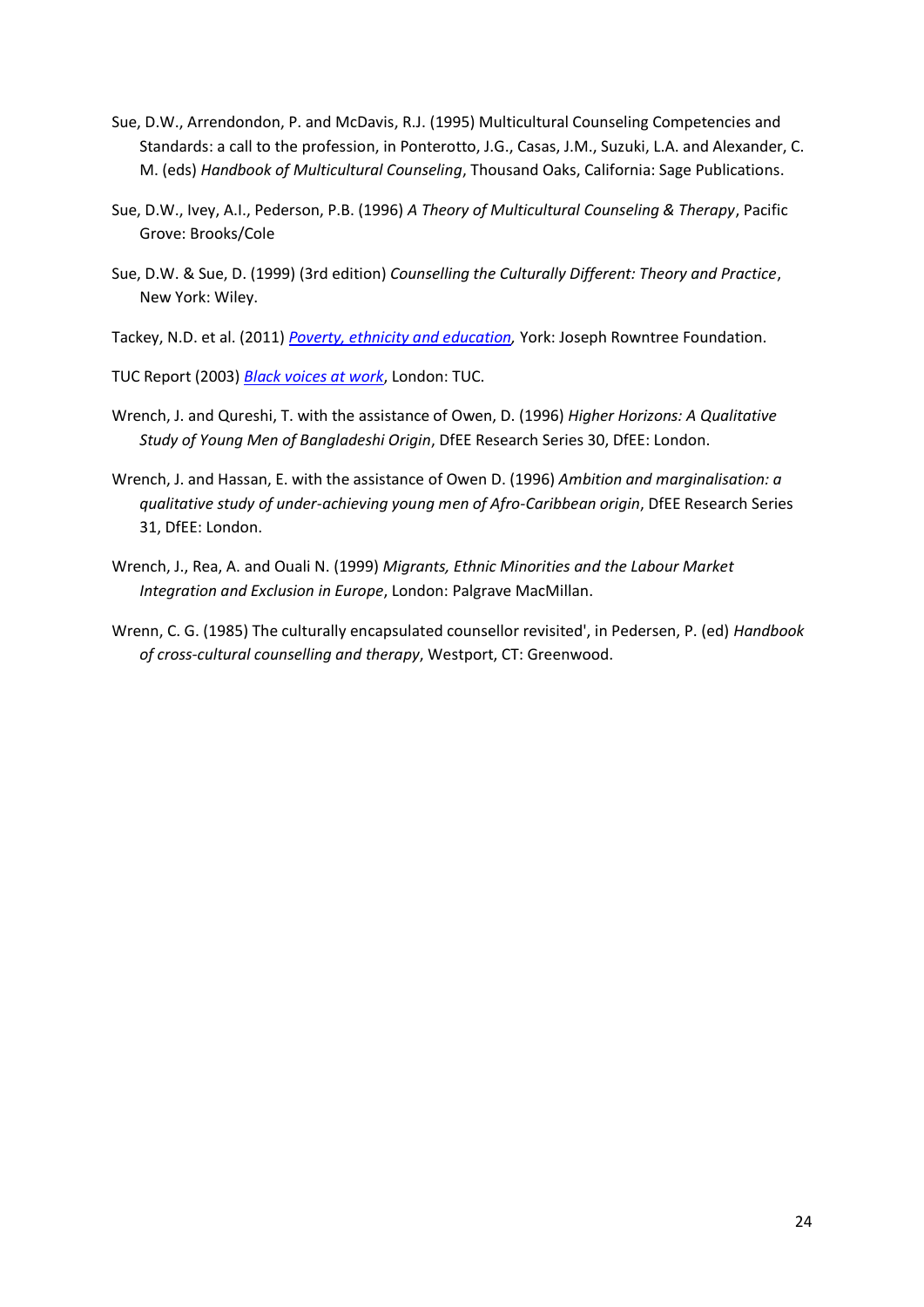Sue, D.W., Arrendondon, P. and McDavis, R.J. (1995) Multicultural Counseling Competencies and Standards: a call to the profession, in Ponterotto, J.G., Casas, J.M., Suzuki, L.A. and Alexander, C. M. (eds) *Handbook of Multicultural Counseling*, Thousand Oaks, California: Sage Publications.

Sue, D.W., Ivey, A.I., Pederson, P.B. (1996) *A Theory of Multicultural Counseling & Therapy*, Pacific Grove: Brooks/Cole

Sue, D.W. & Sue, D. (1999) (3rd edition) *Counselling the Culturally Different: Theory and Practice*, New York: Wiley.

Tackey, N.D. et al. (2011) *Poverty, ethnicity and education,* York: Joseph Rowntree Foundation.

TUC Report (2003) *Black voices at work*, London: TUC.

Wrench, J. and Qureshi, T. with the assistance of Owen, D. (1996) *Higher Horizons: A Qualitative Study of Young Men of Bangladeshi Origin*, DfEE Research Series 30, DfEE: London.

Wrench, J. and Hassan, E. with the assistance of Owen D. (1996) *Ambition and marginalisation: a qualitative study of under-achieving young men of Afro-Caribbean origin*, DfEE Research Series 31, DfEE: London.

Wrench, J., Rea, A. and Ouali N. (1999) *Migrants, Ethnic Minorities and the Labour Market Integration and Exclusion in Europe*, London: Palgrave MacMillan.

Wrenn, C. G. (1985) The culturally encapsulated counsellor revisited', in Pedersen, P. (ed) *Handbook of cross-cultural counselling and therapy*, Westport, CT: Greenwood.